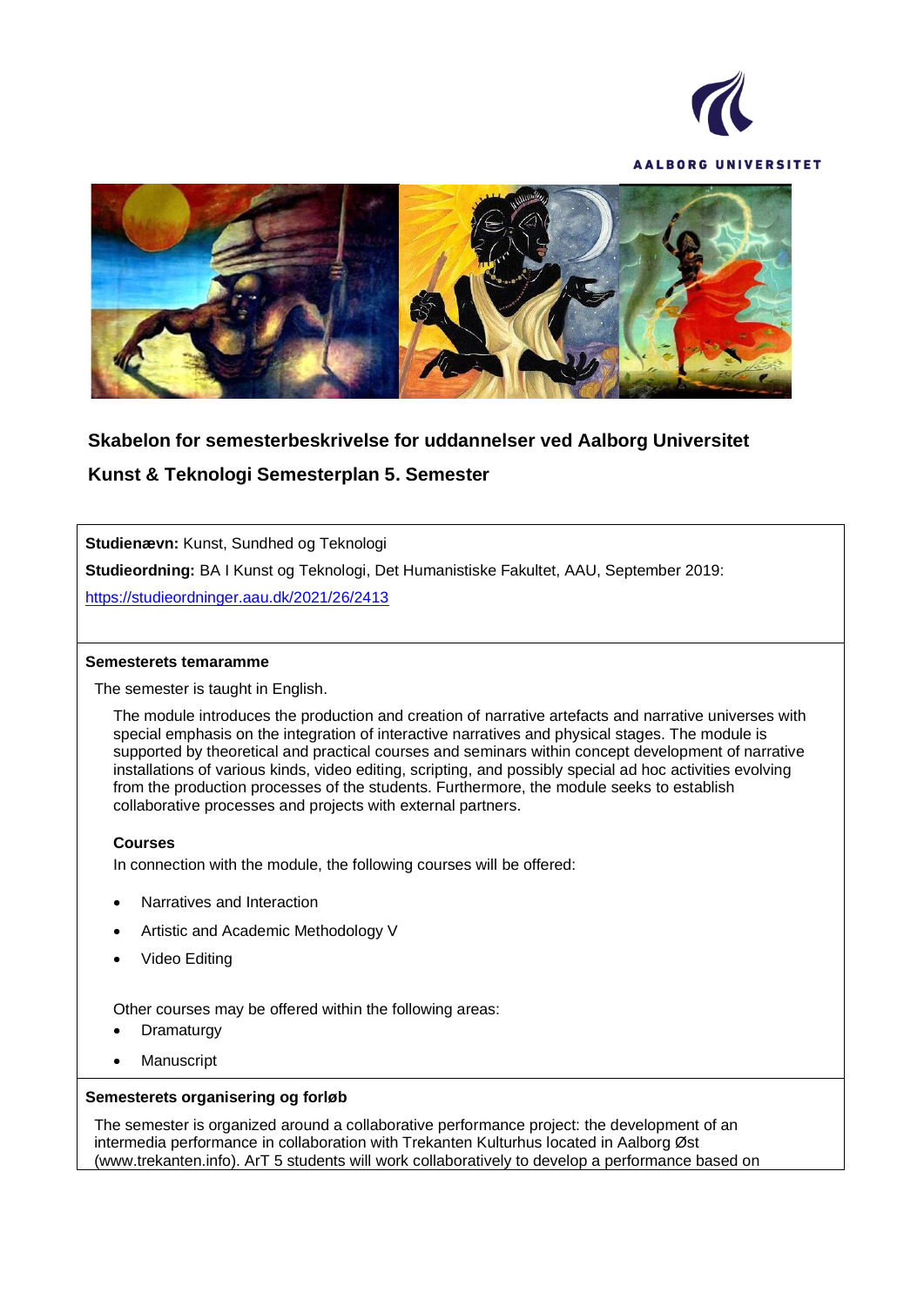AALBORG UNIVERSITET

## Skabelon for semesterbeskrivelse for uddannelser ved Aalborg Universitet

## Kunst & Teknologi Semesterplan 5. Semester

**Studienævn:** Kunst, Sundhed og Teknologi

**Studieordning:** BA I Kunst og Teknologi, Det Humanistiske Fakultet, AAU, September 2019: https://studieordninger.aau.dk/2021/26/2413

### Semesterets temaramme

The semester is taught in English.

The module introduces the production and creation of narrative artefacts and narrative universes with special emphasis on the integration of interactive narratives and physical stages. The module is supported by theoretical and practical courses and seminars within concept development of narrative installations of various kinds, video editing, scripting, and possibly special ad hoc activities evolving from the production processes of the students. Furthermore, the module seeks to establish collaborative processes and projects with external partners.

**Courses**

In connection with the module, the following courses will be offered:

- Narratives and Interaction
- Artistic and Academic Methodology V
- Video Editing

Other courses may be offered within the following areas:

- Dramaturgy
- Manuscript

### Semesterets organisering og forløb

The semester is organized around a collaborative performance project: the development of an intermedia performance in collaboration with Trekanten Kulturhus located in Aalborg Øst (www.trekanten.info). ArT 5 students will work collaboratively to develop a performance based on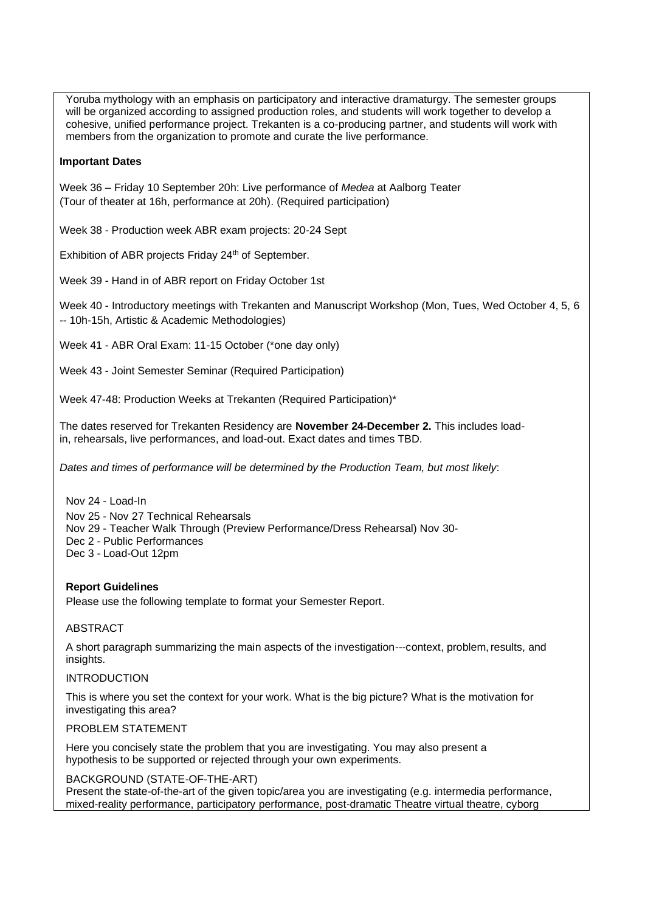Yoruba mythology with an emphasis on participatory and interactive dramaturgy. The semester groups will be organized according to assigned production roles, and students will work together to develop a cohesive, unified performance project. Trekanten is a co-producing partner, and students will work with members from the organization to promote and curate the live performance.

**Important Dates**

Week 36 – Friday 10 September 20h: Live performance of *Medea* at Aalborg Teater (Tour of theater at 16h, performance at 20h). (Required participation)

Week 38 - Production week ABR exam projects: 20-24 Sept

Exhibition of ABR projects Friday 24th of September.

Week 39 - Hand in of ABR report on Friday October 1st

Week 40 - Introductory meetings with Trekanten and Manuscript Workshop (Mon, Tues, Wed October 4, 5, 6 -- 10h-15h, Artistic & Academic Methodologies)

Week 41 - ABR Oral Exam: 11-15 October (*one day only)

Week 43 - Joint Semester Seminar (Required Participation)

Week 47-48: Production Weeks at Trekanten (Required Participation)*

The dates reserved for Trekanten Residency are **November 24-December 2.** This includes load-in, rehearsals, live performances, and load-out. Exact dates and times TBD.

*Dates and times of performance will be determined by the Production Team, but most likely*:

Nov 24 - Load-In
Nov 25 - Nov 27 Technical Rehearsals
Nov 29 - Teacher Walk Through (Preview Performance/Dress Rehearsal) Nov 30-
Dec 2 - Public Performances
Dec 3 - Load-Out 12pm

**Report Guidelines**

Please use the following template to format your Semester Report.

ABSTRACT

A short paragraph summarizing the main aspects of the investigation---context, problem, results, and insights.

INTRODUCTION

This is where you set the context for your work. What is the big picture? What is the motivation for investigating this area?

PROBLEM STATEMENT

Here you concisely state the problem that you are investigating. You may also present a hypothesis to be supported or rejected through your own experiments.

BACKGROUND (STATE-OF-THE-ART)

Present the state-of-the-art of the given topic/area you are investigating (e.g. intermedia performance, mixed-reality performance, participatory performance, post-dramatic Theatre virtual theatre, cyborg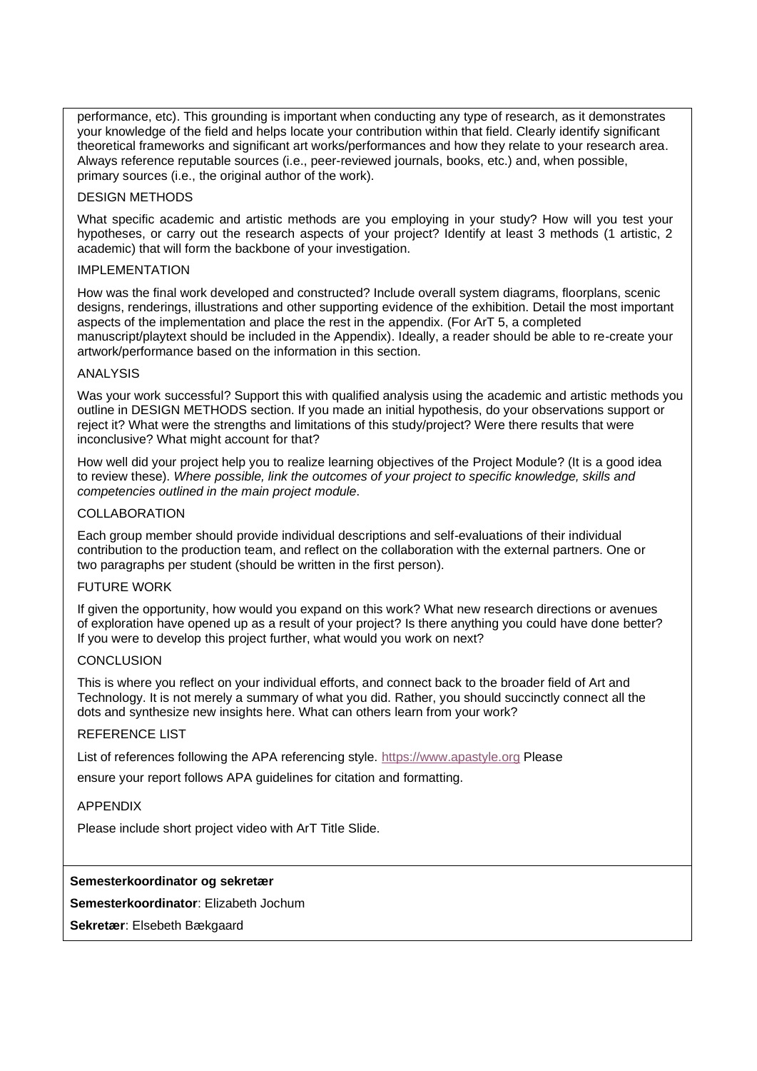performance, etc). This grounding is important when conducting any type of research, as it demonstrates your knowledge of the field and helps locate your contribution within that field. Clearly identify significant theoretical frameworks and significant art works/performances and how they relate to your research area. Always reference reputable sources (i.e., peer-reviewed journals, books, etc.) and, when possible, primary sources (i.e., the original author of the work).

DESIGN METHODS

What specific academic and artistic methods are you employing in your study? How will you test your hypotheses, or carry out the research aspects of your project? Identify at least 3 methods (1 artistic, 2 academic) that will form the backbone of your investigation.

IMPLEMENTATION

How was the final work developed and constructed? Include overall system diagrams, floorplans, scenic designs, renderings, illustrations and other supporting evidence of the exhibition. Detail the most important aspects of the implementation and place the rest in the appendix. (For ArT 5, a completed manuscript/playtext should be included in the Appendix). Ideally, a reader should be able to re-create your artwork/performance based on the information in this section.

ANALYSIS

Was your work successful? Support this with qualified analysis using the academic and artistic methods you outline in DESIGN METHODS section. If you made an initial hypothesis, do your observations support or reject it? What were the strengths and limitations of this study/project? Were there results that were inconclusive? What might account for that?

How well did your project help you to realize learning objectives of the Project Module? (It is a good idea to review these). *Where possible, link the outcomes of your project to specific knowledge, skills and competencies outlined in the main project module.*

COLLABORATION

Each group member should provide individual descriptions and self-evaluations of their individual contribution to the production team, and reflect on the collaboration with the external partners. One or two paragraphs per student (should be written in the first person).

FUTURE WORK

If given the opportunity, how would you expand on this work? What new research directions or avenues of exploration have opened up as a result of your project? Is there anything you could have done better? If you were to develop this project further, what would you work on next?

CONCLUSION

This is where you reflect on your individual efforts, and connect back to the broader field of Art and Technology. It is not merely a summary of what you did. Rather, you should succinctly connect all the dots and synthesize new insights here. What can others learn from your work?

REFERENCE LIST

List of references following the APA referencing style. [https://www.apastyle.org](https://www.apastyle.org) Please

ensure your report follows APA guidelines for citation and formatting.

APPENDIX

Please include short project video with ArT Title Slide.

**Semesterkoordinator og sekretær**

**Semesterkoordinator**: Elizabeth Jochum

**Sekretær**: Elsebeth Bækgaard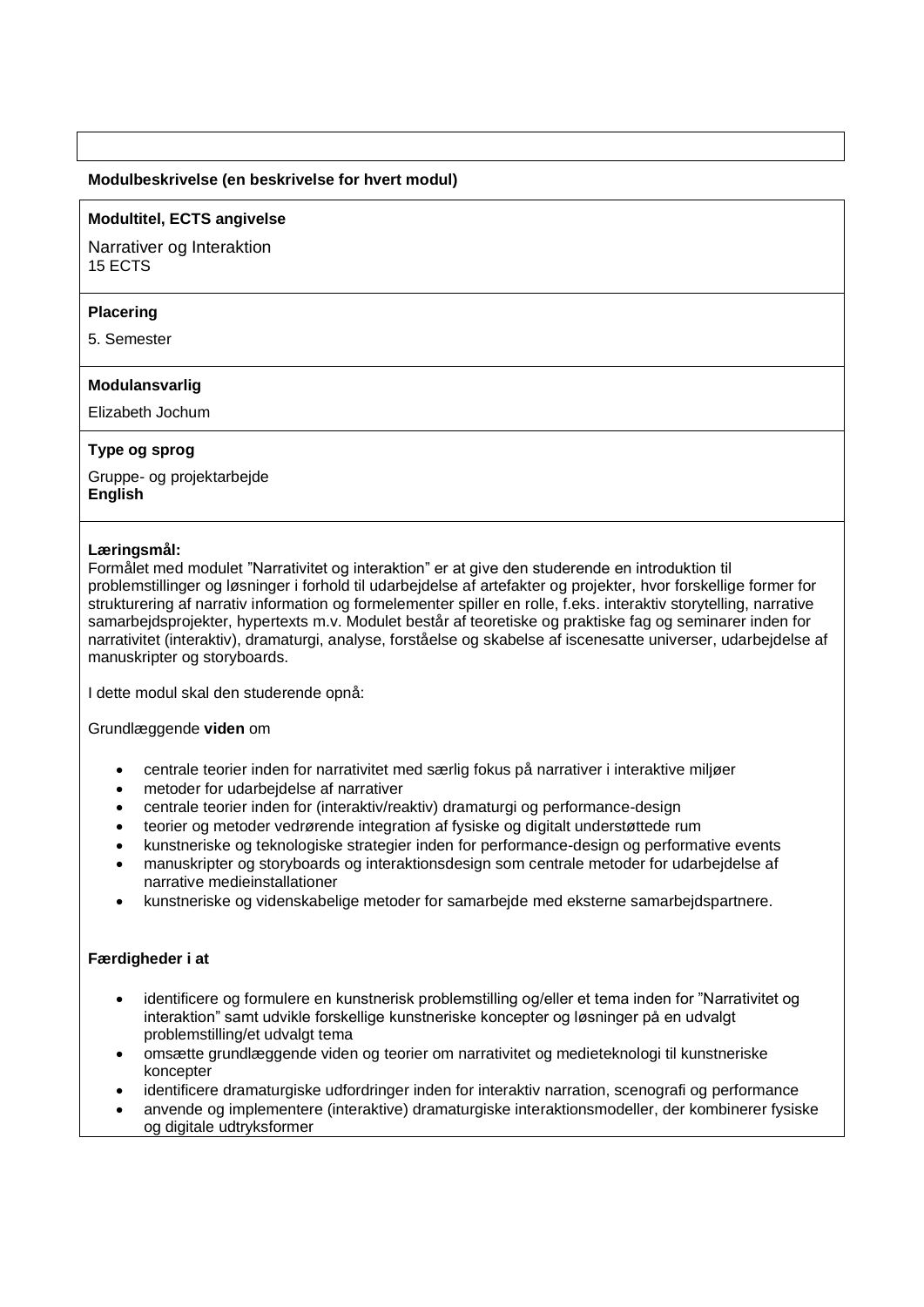**Modulbeskrivelse (en beskrivelse for hvert modul)**

**Modultitel, ECTS angivelse**

Narrativer og Interaktion
15 ECTS

**Placering**

5. Semester

**Modulansvarlig**

Elizabeth Jochum

**Type og sprog**

Gruppe- og projektarbejde
**English**

**Læringsmål:**
Formålet med modulet ”Narrativitet og interaktion” er at give den studerende en introduktion til problemstillinger og løsninger i forhold til udarbejdelse af artefakter og projekter, hvor forskellige former for strukturering af narrativ information og formelementer spiller en rolle, f.eks. interaktiv storytelling, narrative samarbejdsprojekter, hypertexts m.v. Modulet består af teoretiske og praktiske fag og seminarer inden for narrativitet (interaktiv), dramaturgi, analyse, forståelse og skabelse af iscenesatte universer, udarbejdelse af manuskripter og storyboards.

I dette modul skal den studerende opnå:

Grundlæggende **viden** om

- centrale teorier inden for narrativitet med særlig fokus på narrativer i interaktive miljøer
- metoder for udarbejdelse af narrativer
- centrale teorier inden for (interaktiv/reaktiv) dramaturgi og performance-design
- teorier og metoder vedrørende integration af fysiske og digitalt understøttede rum
- kunstneriske og teknologiske strategier inden for performance-design og performative events
- manuskripter og storyboards og interaktionsdesign som centrale metoder for udarbejdelse af narrative medieinstallationer
- kunstneriske og videnskabelige metoder for samarbejde med eksterne samarbejdspartnere.

**Færdigheder i at**

- identificere og formulere en kunstnerisk problemstilling og/eller et tema inden for ”Narrativitet og interaktion” samt udvikle forskellige kunstneriske koncepter og løsninger på en udvalgt problemstilling/et udvalgt tema
- omsætte grundlæggende viden og teorier om narrativitet og medieteknologi til kunstneriske koncepter
- identificere dramaturgiske udfordringer inden for interaktiv narration, scenografi og performance
- anvende og implementere (interaktive) dramaturgiske interaktionsmodeller, der kombinerer fysiske og digitale udtryksformer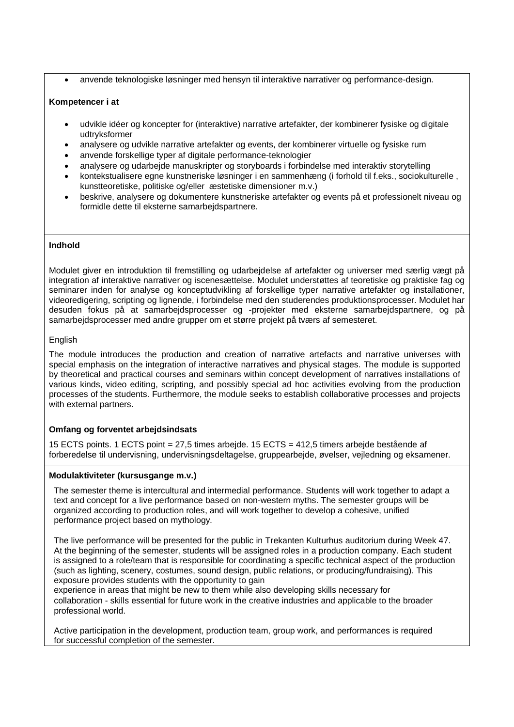- anvende teknologiske løsninger med hensyn til interaktive narrativer og performance-design.

**Kompetencer i at**

- udvikle idéer og koncepter for (interaktive) narrative artefakter, der kombinerer fysiske og digitale udtryksformer
- analysere og udvikle narrative artefakter og events, der kombinerer virtuelle og fysiske rum
- anvende forskellige typer af digitale performance-teknologier
- analysere og udarbejde manuskripter og storyboards i forbindelse med interaktiv storytelling
- kontekstualisere egne kunstneriske løsninger i en sammenhæng (i forhold til f.eks., sociokulturelle , kunstteoretiske, politiske og/eller æstetiske dimensioner m.v.)
- beskrive, analysere og dokumentere kunstneriske artefakter og events på et professionelt niveau og formidle dette til eksterne samarbejdspartnere.

**Indhold**

Modulet giver en introduktion til fremstilling og udarbejdelse af artefakter og universer med særlig vægt på integration af interaktive narrativer og iscenesættelse. Modulet understøttes af teoretiske og praktiske fag og seminarer inden for analyse og konceptudvikling af forskellige typer narrative artefakter og installationer, videoredigering, scripting og lignende, i forbindelse med den studerendes produktionsprocesser. Modulet har desuden fokus på at samarbejdsprocesser og -projekter med eksterne samarbejdspartnere, og på samarbejdsprocesser med andre grupper om et større projekt på tværs af semesteret.

English

The module introduces the production and creation of narrative artefacts and narrative universes with special emphasis on the integration of interactive narratives and physical stages. The module is supported by theoretical and practical courses and seminars within concept development of narratives installations of various kinds, video editing, scripting, and possibly special ad hoc activities evolving from the production processes of the students. Furthermore, the module seeks to establish collaborative processes and projects with external partners.

**Omfang og forventet arbejdsindsats**

15 ECTS points. 1 ECTS point = 27,5 times arbejde. 15 ECTS = 412,5 timers arbejde bestående af forberedelse til undervisning, undervisningsdeltagelse, gruppearbejde, øvelser, vejledning og eksamener.

**Modulaktiviteter (kursusgange m.v.)**

The semester theme is intercultural and intermedial performance. Students will work together to adapt a text and concept for a live performance based on non-western myths. The semester groups will be organized according to production roles, and will work together to develop a cohesive, unified performance project based on mythology.

The live performance will be presented for the public in Trekanten Kulturhus auditorium during Week 47. At the beginning of the semester, students will be assigned roles in a production company. Each student is assigned to a role/team that is responsible for coordinating a specific technical aspect of the production (such as lighting, scenery, costumes, sound design, public relations, or producing/fundraising). This exposure provides students with the opportunity to gain experience in areas that might be new to them while also developing skills necessary for collaboration - skills essential for future work in the creative industries and applicable to the broader professional world.

Active participation in the development, production team, group work, and performances is required for successful completion of the semester.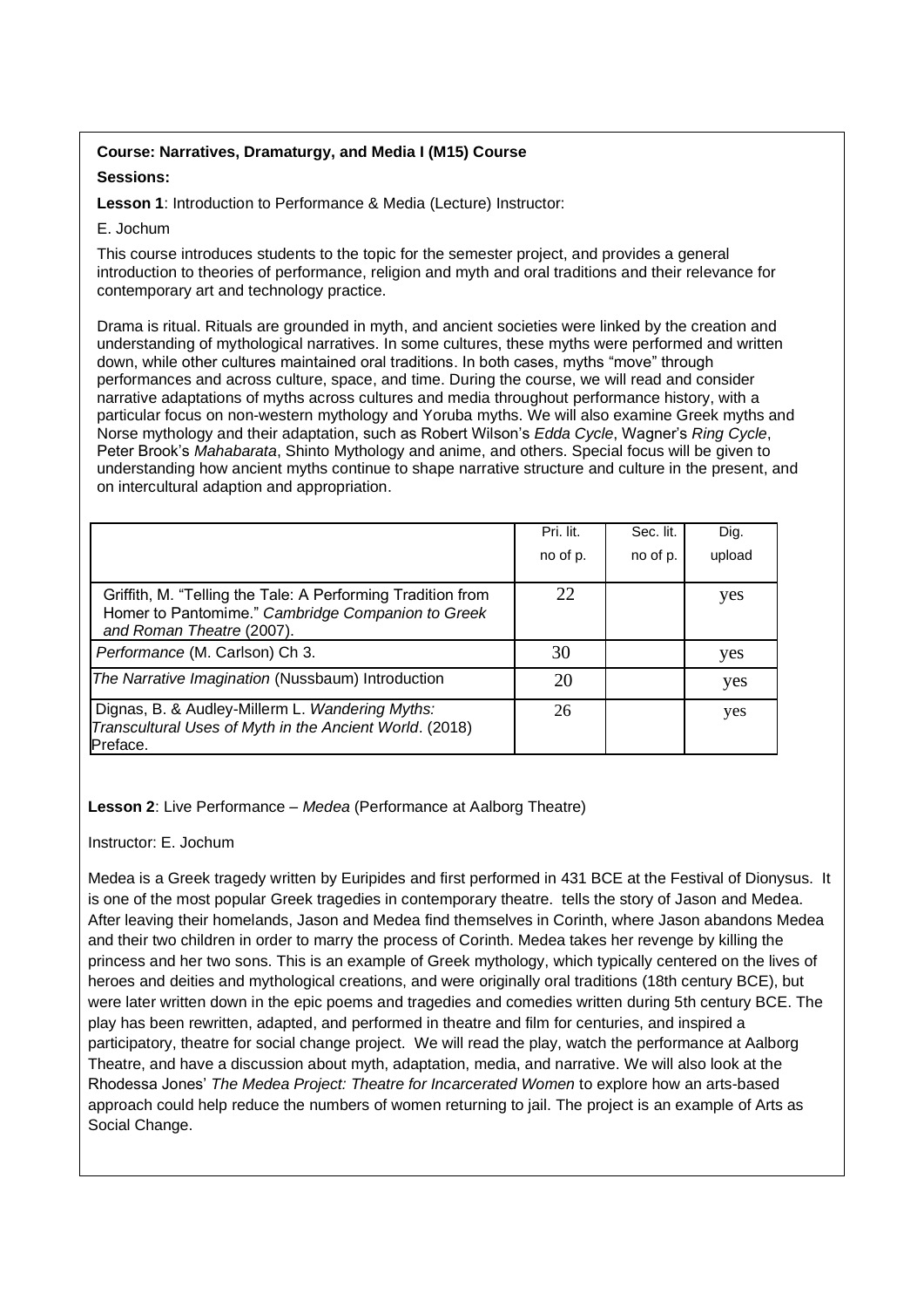**Course: Narratives, Dramaturgy, and Media I (M15) Course**

**Sessions:**

**Lesson 1**: Introduction to Performance & Media (Lecture) Instructor:

E. Jochum

This course introduces students to the topic for the semester project, and provides a general introduction to theories of performance, religion and myth and oral traditions and their relevance for contemporary art and technology practice.

Drama is ritual. Rituals are grounded in myth, and ancient societies were linked by the creation and understanding of mythological narratives. In some cultures, these myths were performed and written down, while other cultures maintained oral traditions. In both cases, myths "move" through performances and across culture, space, and time. During the course, we will read and consider narrative adaptations of myths across cultures and media throughout performance history, with a particular focus on non-western mythology and Yoruba myths. We will also examine Greek myths and Norse mythology and their adaptation, such as Robert Wilson's *Edda Cycle*, Wagner's *Ring Cycle*, Peter Brook's *Mahabarata*, Shinto Mythology and anime, and others. Special focus will be given to understanding how ancient myths continue to shape narrative structure and culture in the present, and on intercultural adaption and appropriation.

| | Pri. lit. no of p. | Sec. lit. no of p. | Dig. upload |
|---|---|---|---|
| Griffith, M. "Telling the Tale: A Performing Tradition from Homer to Pantomime." *Cambridge Companion to Greek and Roman Theatre* (2007). | 22 | | yes |
| *Performance* (M. Carlson) Ch 3. | 30 | | yes |
| *The Narrative Imagination* (Nussbaum) Introduction | 20 | | yes |
| Dignas, B. & Audley-Millerm L. *Wandering Myths: Transcultural Uses of Myth in the Ancient World*. (2018) Preface. | 26 | | yes |

**Lesson 2**: Live Performance – *Medea* (Performance at Aalborg Theatre)

Instructor: E. Jochum

Medea is a Greek tragedy written by Euripides and first performed in 431 BCE at the Festival of Dionysus. It is one of the most popular Greek tragedies in contemporary theatre. tells the story of Jason and Medea. After leaving their homelands, Jason and Medea find themselves in Corinth, where Jason abandons Medea and their two children in order to marry the process of Corinth. Medea takes her revenge by killing the princess and her two sons. This is an example of Greek mythology, which typically centered on the lives of heroes and deities and mythological creations, and were originally oral traditions (18th century BCE), but were later written down in the epic poems and tragedies and comedies written during 5th century BCE. The play has been rewritten, adapted, and performed in theatre and film for centuries, and inspired a participatory, theatre for social change project. We will read the play, watch the performance at Aalborg Theatre, and have a discussion about myth, adaptation, media, and narrative. We will also look at the Rhodessa Jones' *The Medea Project: Theatre for Incarcerated Women* to explore how an arts-based approach could help reduce the numbers of women returning to jail. The project is an example of Arts as Social Change.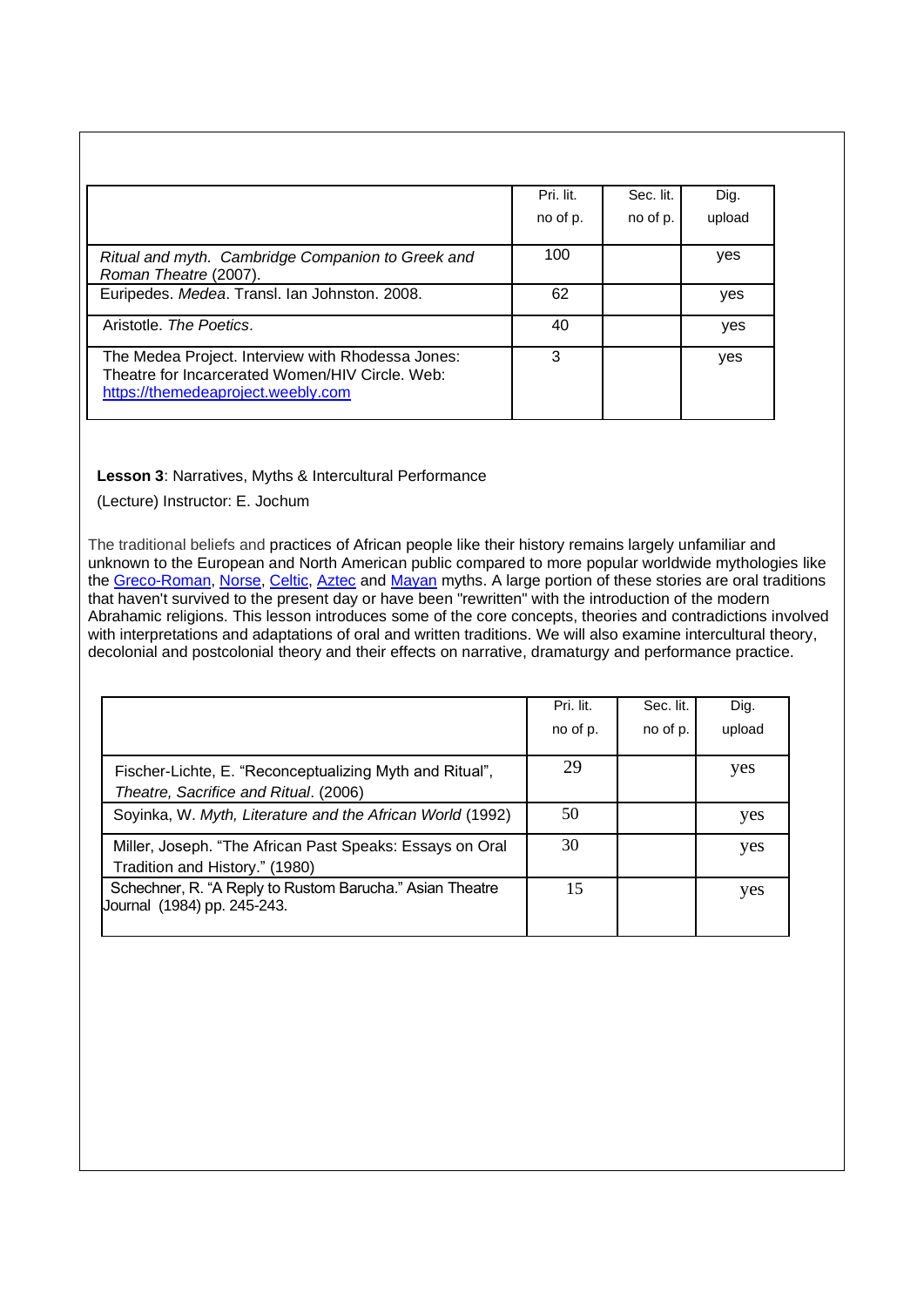| | Pri. lit. no of p. | Sec. lit. no of p. | Dig. upload |
|---|---|---|---|
| *Ritual and myth. Cambridge Companion to Greek and Roman Theatre* (2007). | 100 | | yes |
| Euripedes. *Medea*. Transl. Ian Johnston. 2008. | 62 | | yes |
| Aristotle. *The Poetics*. | 40 | | yes |
| The Medea Project. Interview with Rhodessa Jones: Theatre for Incarcerated Women/HIV Circle. Web: https://themedeaproject.weebly.com | 3 | | yes |

**Lesson 3**: Narratives, Myths & Intercultural Performance

(Lecture) Instructor: E. Jochum

The traditional beliefs and practices of African people like their history remains largely unfamiliar and unknown to the European and North American public compared to more popular worldwide mythologies like the Greco-Roman, Norse, Celtic, Aztec and Mayan myths. A large portion of these stories are oral traditions that haven't survived to the present day or have been "rewritten" with the introduction of the modern Abrahamic religions. This lesson introduces some of the core concepts, theories and contradictions involved with interpretations and adaptations of oral and written traditions. We will also examine intercultural theory, decolonial and postcolonial theory and their effects on narrative, dramaturgy and performance practice.

| | Pri. lit. no of p. | Sec. lit. no of p. | Dig. upload |
|---|---|---|---|
| Fischer-Lichte, E. "Reconceptualizing Myth and Ritual", *Theatre, Sacrifice and Ritual*. (2006) | 29 | | yes |
| Soyinka, W. *Myth, Literature and the African World* (1992) | 50 | | yes |
| Miller, Joseph. "The African Past Speaks: Essays on Oral Tradition and History." (1980) | 30 | | yes |
| Schechner, R. "A Reply to Rustom Barucha." Asian Theatre Journal (1984) pp. 245-243. | 15 | | yes |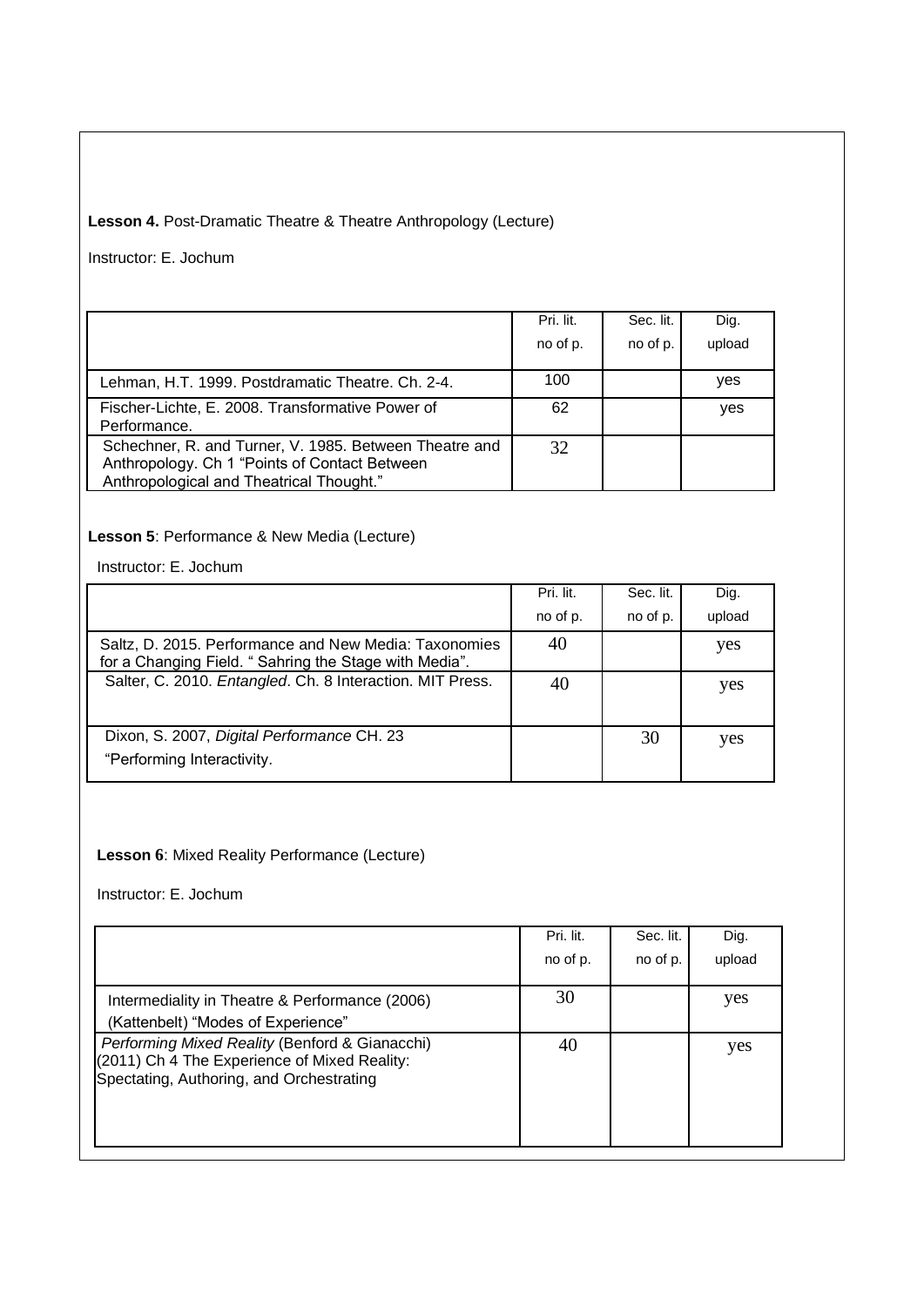**Lesson 4.** Post-Dramatic Theatre & Theatre Anthropology (Lecture)

Instructor: E. Jochum

| | Pri. lit. no of p. | Sec. lit. no of p. | Dig. upload |
|---|---|---|---|
| Lehman, H.T. 1999. Postdramatic Theatre. Ch. 2-4. | 100 | | yes |
| Fischer-Lichte, E. 2008. Transformative Power of Performance. | 62 | | yes |
| Schechner, R. and Turner, V. 1985. Between Theatre and Anthropology. Ch 1 "Points of Contact Between Anthropological and Theatrical Thought." | 32 | | |

**Lesson 5**: Performance & New Media (Lecture)

Instructor: E. Jochum

| | Pri. lit. no of p. | Sec. lit. no of p. | Dig. upload |
|---|---|---|---|
| Saltz, D. 2015. Performance and New Media: Taxonomies for a Changing Field. " Sahring the Stage with Media". | 40 | | yes |
| Salter, C. 2010. *Entangled*. Ch. 8 Interaction. MIT Press. | 40 | | yes |
| Dixon, S. 2007, *Digital Performance* CH. 23 "Performing Interactivity. | | 30 | yes |

**Lesson 6**: Mixed Reality Performance (Lecture)

Instructor: E. Jochum

| | Pri. lit. no of p. | Sec. lit. no of p. | Dig. upload |
|---|---|---|---|
| Intermediality in Theatre & Performance (2006) (Kattenbelt) "Modes of Experience" | 30 | | yes |
| *Performing Mixed Reality* (Benford & Gianacchi) (2011) Ch 4 The Experience of Mixed Reality: Spectating, Authoring, and Orchestrating | 40 | | yes |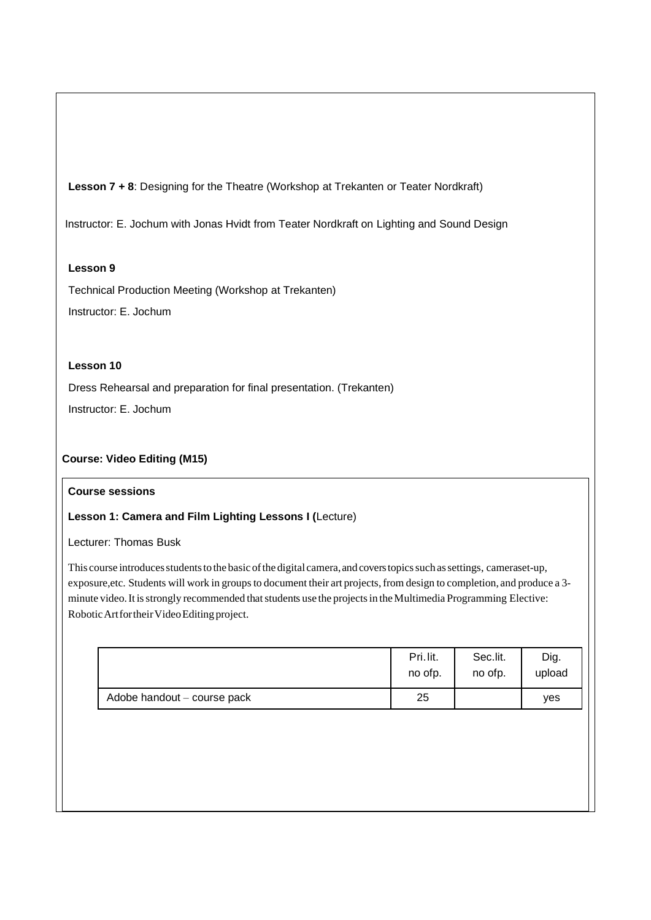**Lesson 7 + 8**: Designing for the Theatre (Workshop at Trekanten or Teater Nordkraft)

Instructor: E. Jochum with Jonas Hvidt from Teater Nordkraft on Lighting and Sound Design

**Lesson 9**

Technical Production Meeting (Workshop at Trekanten)

Instructor: E. Jochum

**Lesson 10**

Dress Rehearsal and preparation for final presentation. (Trekanten)

Instructor: E. Jochum

**Course: Video Editing (M15)**

**Course sessions**

**Lesson 1: Camera and Film Lighting Lessons I (**Lecture)

Lecturer: Thomas Busk

This course introduces students to the basic of the digital camera, and covers topics such as settings, cameraset-up, exposure,etc. Students will work in groups to document their art projects, from design to completion, and produce a 3-minute video. It is strongly recommended that students use the projects in the Multimedia Programming Elective: Robotic Art for their Video Editing project.

| | Pri. lit. no ofp. | Sec.lit. no ofp. | Dig. upload |
|---|---|---|---|
| Adobe handout – course pack | 25 | | yes |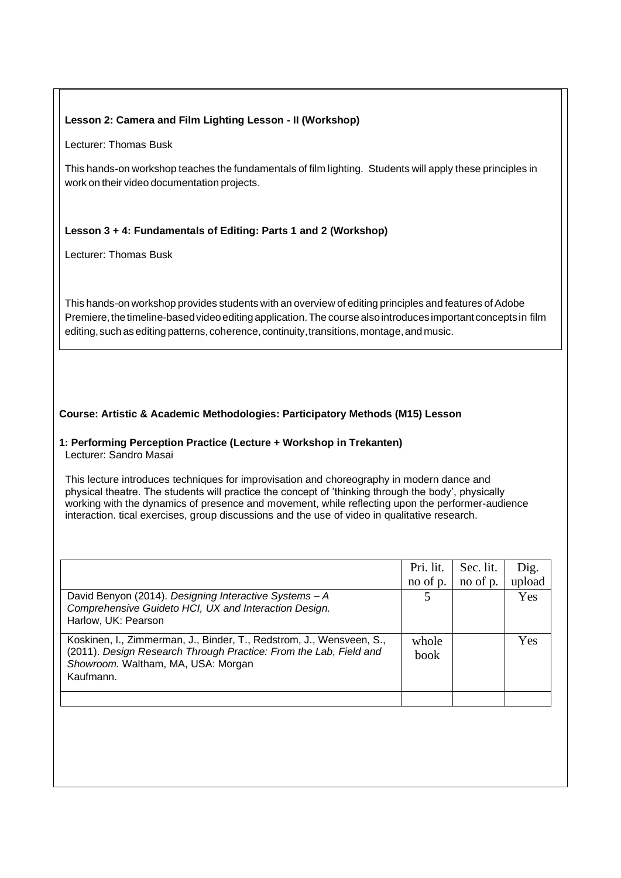**Lesson 2: Camera and Film Lighting Lesson - II (Workshop)**

Lecturer: Thomas Busk

This hands-on workshop teaches the fundamentals of film lighting. Students will apply these principles in work on their video documentation projects.

**Lesson 3 + 4: Fundamentals of Editing: Parts 1 and 2 (Workshop)**

Lecturer: Thomas Busk

This hands-on workshop provides students with an overview of editing principles and features of Adobe Premiere, the timeline-based video editing application. The course also introduces important concepts in film editing, such as editing patterns, coherence, continuity, transitions, montage, and music.

**Course: Artistic & Academic Methodologies: Participatory Methods (M15) Lesson**

**1: Performing Perception Practice (Lecture + Workshop in Trekanten)**
Lecturer: Sandro Masai

This lecture introduces techniques for improvisation and choreography in modern dance and physical theatre. The students will practice the concept of 'thinking through the body', physically working with the dynamics of presence and movement, while reflecting upon the performer-audience interaction. tical exercises, group discussions and the use of video in qualitative research.

| | Pri. lit. no of p. | Sec. lit. no of p. | Dig. upload |
|---|---|---|---|
| David Benyon (2014). *Designing Interactive Systems – A Comprehensive Guideto HCI, UX and Interaction Design.* Harlow, UK: Pearson | 5 | | Yes |
| Koskinen, I., Zimmerman, J., Binder, T., Redstrom, J., Wensveen, S., (2011). *Design Research Through Practice: From the Lab, Field and Showroom.* Waltham, MA, USA: Morgan Kaufmann. | whole book | | Yes |
| | | | |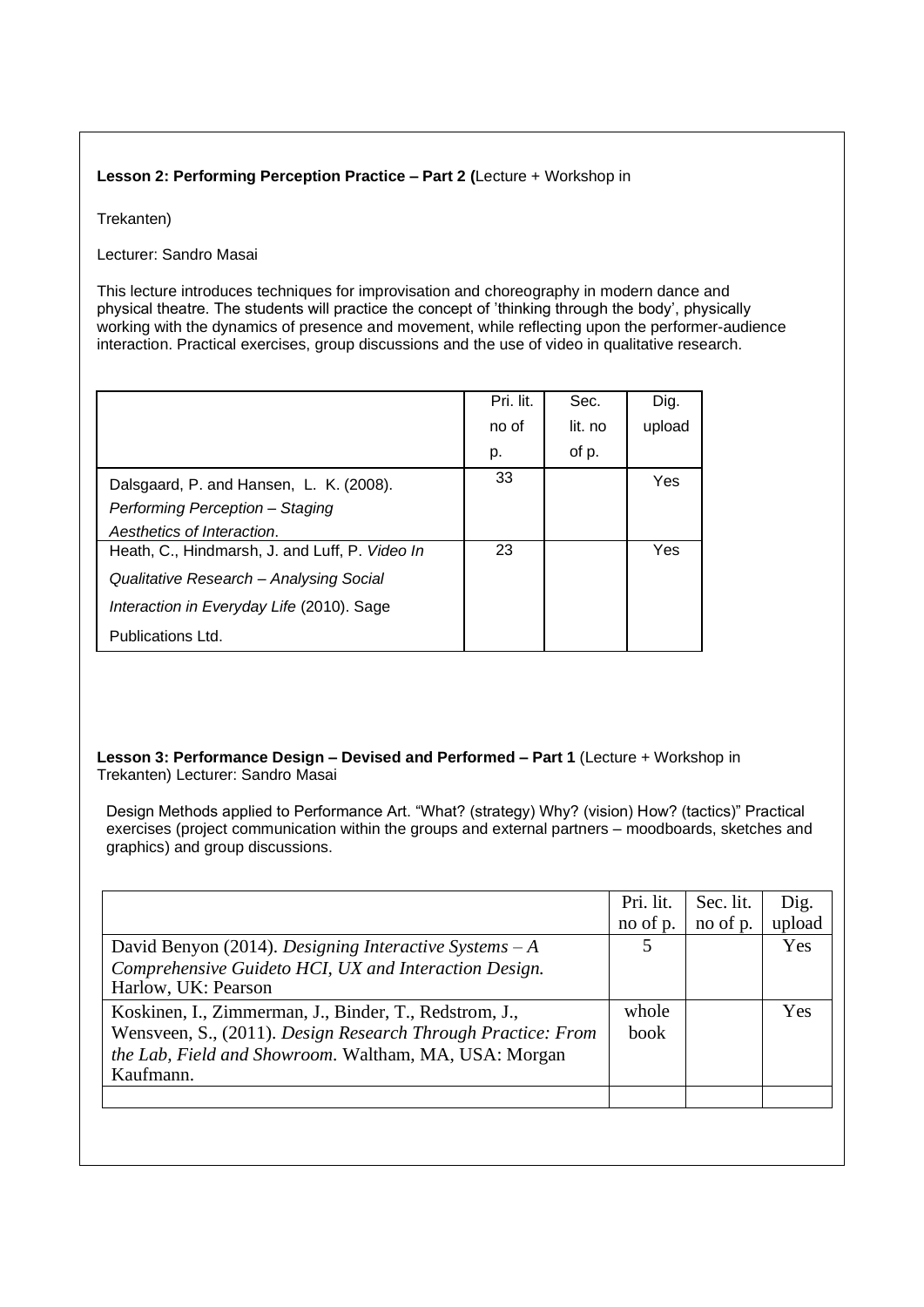**Lesson 2: Performing Perception Practice – Part 2 (**Lecture + Workshop in

Trekanten)

Lecturer: Sandro Masai

This lecture introduces techniques for improvisation and choreography in modern dance and physical theatre. The students will practice the concept of 'thinking through the body', physically working with the dynamics of presence and movement, while reflecting upon the performer-audience interaction. Practical exercises, group discussions and the use of video in qualitative research.

| | Pri. lit. no of p. | Sec. lit. no of p. | Dig. upload |
|---|---|---|---|
| Dalsgaard, P. and Hansen, L. K. (2008). *Performing Perception – Staging Aesthetics of Interaction*. | 33 | | Yes |
| Heath, C., Hindmarsh, J. and Luff, P. *Video In Qualitative Research – Analysing Social Interaction in Everyday Life* (2010). Sage Publications Ltd. | 23 | | Yes |

**Lesson 3: Performance Design – Devised and Performed – Part 1** (Lecture + Workshop in Trekanten) Lecturer: Sandro Masai

Design Methods applied to Performance Art. "What? (strategy) Why? (vision) How? (tactics)" Practical exercises (project communication within the groups and external partners – moodboards, sketches and graphics) and group discussions.

| | Pri. lit. no of p. | Sec. lit. no of p. | Dig. upload |
|---|---|---|---|
| David Benyon (2014). *Designing Interactive Systems – A Comprehensive Guideto HCI, UX and Interaction Design.* Harlow, UK: Pearson | 5 | | Yes |
| Koskinen, I., Zimmerman, J., Binder, T., Redstrom, J., Wensveen, S., (2011). *Design Research Through Practice: From the Lab, Field and Showroom.* Waltham, MA, USA: Morgan Kaufmann. | whole book | | Yes |
| | | | |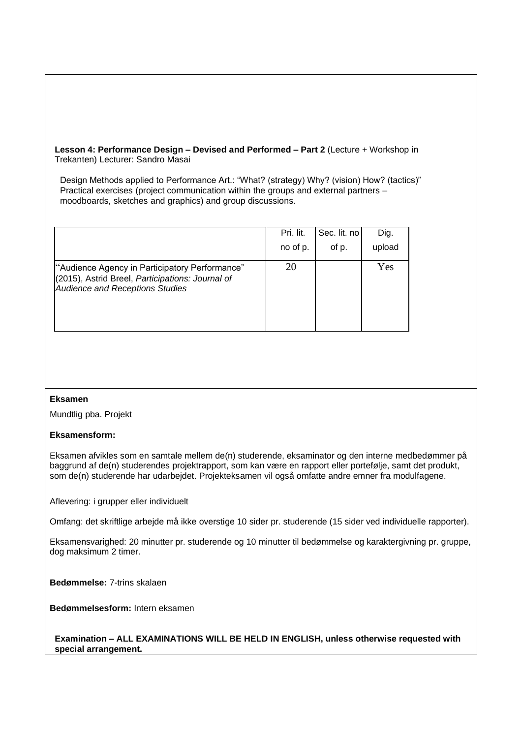**Lesson 4: Performance Design – Devised and Performed – Part 2** (Lecture + Workshop in Trekanten) Lecturer: Sandro Masai

Design Methods applied to Performance Art.: "What? (strategy) Why? (vision) How? (tactics)" Practical exercises (project communication within the groups and external partners – moodboards, sketches and graphics) and group discussions.

| | Pri. lit. no of p. | Sec. lit. no of p. | Dig. upload |
|---|---|---|---|
| "Audience Agency in Participatory Performance" (2015), Astrid Breel, *Participations: Journal of Audience and Receptions Studies* | 20 | | Yes |

**Eksamen**

Mundtlig pba. Projekt

**Eksamensform:**

Eksamen afvikles som en samtale mellem de(n) studerende, eksaminator og den interne medbedømmer på baggrund af de(n) studerendes projektrapport, som kan være en rapport eller portefølje, samt det produkt, som de(n) studerende har udarbejdet. Projekteksamen vil også omfatte andre emner fra modulfagene.

Aflevering: i grupper eller individuelt

Omfang: det skriftlige arbejde må ikke overstige 10 sider pr. studerende (15 sider ved individuelle rapporter).

Eksamensvarighed: 20 minutter pr. studerende og 10 minutter til bedømmelse og karaktergivning pr. gruppe, dog maksimum 2 timer.

**Bedømmelse:** 7-trins skalaen

**Bedømmelsesform:** Intern eksamen

**Examination – ALL EXAMINATIONS WILL BE HELD IN ENGLISH, unless otherwise requested with special arrangement.**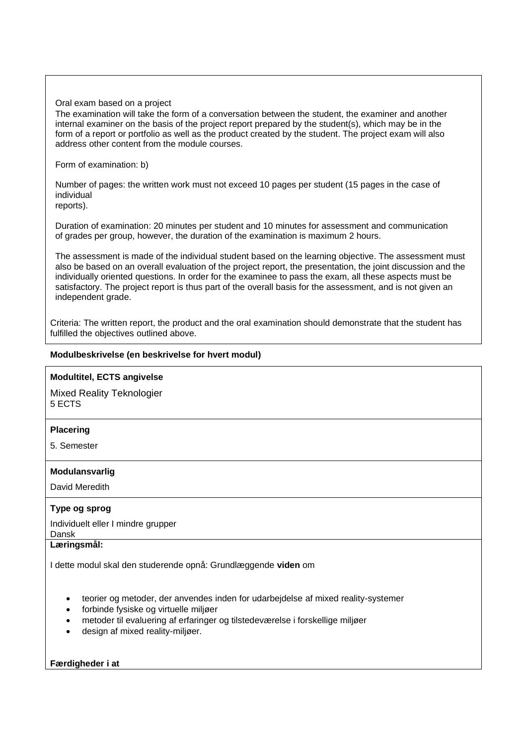Oral exam based on a project

The examination will take the form of a conversation between the student, the examiner and another internal examiner on the basis of the project report prepared by the student(s), which may be in the form of a report or portfolio as well as the product created by the student. The project exam will also address other content from the module courses.

Form of examination: b)

Number of pages: the written work must not exceed 10 pages per student (15 pages in the case of individual reports).

Duration of examination: 20 minutes per student and 10 minutes for assessment and communication of grades per group, however, the duration of the examination is maximum 2 hours.

The assessment is made of the individual student based on the learning objective. The assessment must also be based on an overall evaluation of the project report, the presentation, the joint discussion and the individually oriented questions. In order for the examinee to pass the exam, all these aspects must be satisfactory. The project report is thus part of the overall basis for the assessment, and is not given an independent grade.

Criteria: The written report, the product and the oral examination should demonstrate that the student has fulfilled the objectives outlined above.

**Modulbeskrivelse (en beskrivelse for hvert modul)**

**Modultitel, ECTS angivelse**

Mixed Reality Teknologier
5 ECTS

**Placering**

5. Semester

**Modulansvarlig**

David Meredith

**Type og sprog**

Individuelt eller I mindre grupper
Dansk

**Læringsmål:**

I dette modul skal den studerende opnå: Grundlæggende **viden** om

- teorier og metoder, der anvendes inden for udarbejdelse af mixed reality-systemer
- forbinde fysiske og virtuelle miljøer
- metoder til evaluering af erfaringer og tilstedeværelse i forskellige miljøer
- design af mixed reality-miljøer.

**Færdigheder i at**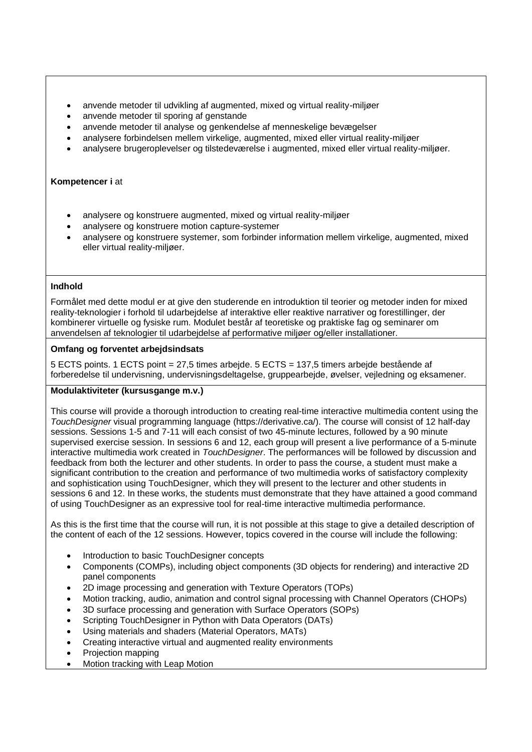- anvende metoder til udvikling af augmented, mixed og virtual reality-miljøer
- anvende metoder til sporing af genstande
- anvende metoder til analyse og genkendelse af menneskelige bevægelser
- analysere forbindelsen mellem virkelige, augmented, mixed eller virtual reality-miljøer
- analysere brugeroplevelser og tilstedeværelse i augmented, mixed eller virtual reality-miljøer.

**Kompetencer i** at

- analysere og konstruere augmented, mixed og virtual reality-miljøer
- analysere og konstruere motion capture-systemer
- analysere og konstruere systemer, som forbinder information mellem virkelige, augmented, mixed eller virtual reality-miljøer.

**Indhold**

Formålet med dette modul er at give den studerende en introduktion til teorier og metoder inden for mixed reality-teknologier i forhold til udarbejdelse af interaktive eller reaktive narrativer og forestillinger, der kombinerer virtuelle og fysiske rum. Modulet består af teoretiske og praktiske fag og seminarer om anvendelsen af teknologier til udarbejdelse af performative miljøer og/eller installationer.

**Omfang og forventet arbejdsindsats**

5 ECTS points. 1 ECTS point = 27,5 times arbejde. 5 ECTS = 137,5 timers arbejde bestående af forberedelse til undervisning, undervisningsdeltagelse, gruppearbejde, øvelser, vejledning og eksamener.

**Modulaktiviteter (kursusgange m.v.)**

This course will provide a thorough introduction to creating real-time interactive multimedia content using the *TouchDesigner* visual programming language (https://derivative.ca/). The course will consist of 12 half-day sessions. Sessions 1-5 and 7-11 will each consist of two 45-minute lectures, followed by a 90 minute supervised exercise session. In sessions 6 and 12, each group will present a live performance of a 5-minute interactive multimedia work created in *TouchDesigner*. The performances will be followed by discussion and feedback from both the lecturer and other students. In order to pass the course, a student must make a significant contribution to the creation and performance of two multimedia works of satisfactory complexity and sophistication using TouchDesigner, which they will present to the lecturer and other students in sessions 6 and 12. In these works, the students must demonstrate that they have attained a good command of using TouchDesigner as an expressive tool for real-time interactive multimedia performance.

As this is the first time that the course will run, it is not possible at this stage to give a detailed description of the content of each of the 12 sessions. However, topics covered in the course will include the following:

- Introduction to basic TouchDesigner concepts
- Components (COMPs), including object components (3D objects for rendering) and interactive 2D panel components
- 2D image processing and generation with Texture Operators (TOPs)
- Motion tracking, audio, animation and control signal processing with Channel Operators (CHOPs)
- 3D surface processing and generation with Surface Operators (SOPs)
- Scripting TouchDesigner in Python with Data Operators (DATs)
- Using materials and shaders (Material Operators, MATs)
- Creating interactive virtual and augmented reality environments
- Projection mapping
- Motion tracking with Leap Motion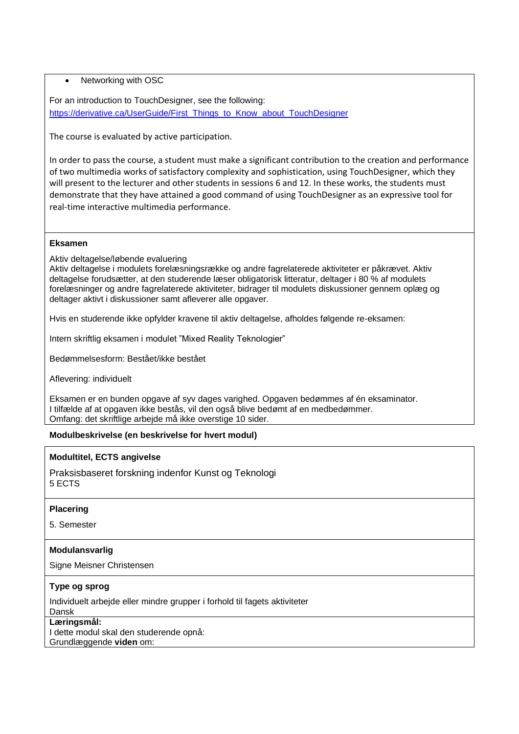- Networking with OSC

For an introduction to TouchDesigner, see the following:
[https://derivative.ca/UserGuide/First_Things_to_Know_about_TouchDesigner](https://derivative.ca/UserGuide/First_Things_to_Know_about_TouchDesigner)

The course is evaluated by active participation.

In order to pass the course, a student must make a significant contribution to the creation and performance of two multimedia works of satisfactory complexity and sophistication, using TouchDesigner, which they will present to the lecturer and other students in sessions 6 and 12. In these works, the students must demonstrate that they have attained a good command of using TouchDesigner as an expressive tool for real-time interactive multimedia performance.

**Eksamen**

Aktiv deltagelse/løbende evaluering
Aktiv deltagelse i modulets forelæsningsrække og andre fagrelaterede aktiviteter er påkrævet. Aktiv deltagelse forudsætter, at den studerende læser obligatorisk litteratur, deltager i 80 % af modulets forelæsninger og andre fagrelaterede aktiviteter, bidrager til modulets diskussioner gennem oplæg og deltager aktivt i diskussioner samt afleverer alle opgaver.

Hvis en studerende ikke opfylder kravene til aktiv deltagelse, afholdes følgende re-eksamen:

Intern skriftlig eksamen i modulet "Mixed Reality Teknologier"

Bedømmelsesform: Bestået/ikke bestået

Aflevering: individuelt

Eksamen er en bunden opgave af syv dages varighed. Opgaven bedømmes af én eksaminator.
I tilfælde af at opgaven ikke bestås, vil den også blive bedømt af en medbedømmer.
Omfang: det skriftlige arbejde må ikke overstige 10 sider.

**Modulbeskrivelse (en beskrivelse for hvert modul)**

**Modultitel, ECTS angivelse**

Praksisbaseret forskning indenfor Kunst og Teknologi
5 ECTS

**Placering**

5. Semester

**Modulansvarlig**

Signe Meisner Christensen

**Type og sprog**

Individuelt arbejde eller mindre grupper i forhold til fagets aktiviteter
Dansk

**Læringsmål:**
I dette modul skal den studerende opnå:
Grundlæggende **viden** om: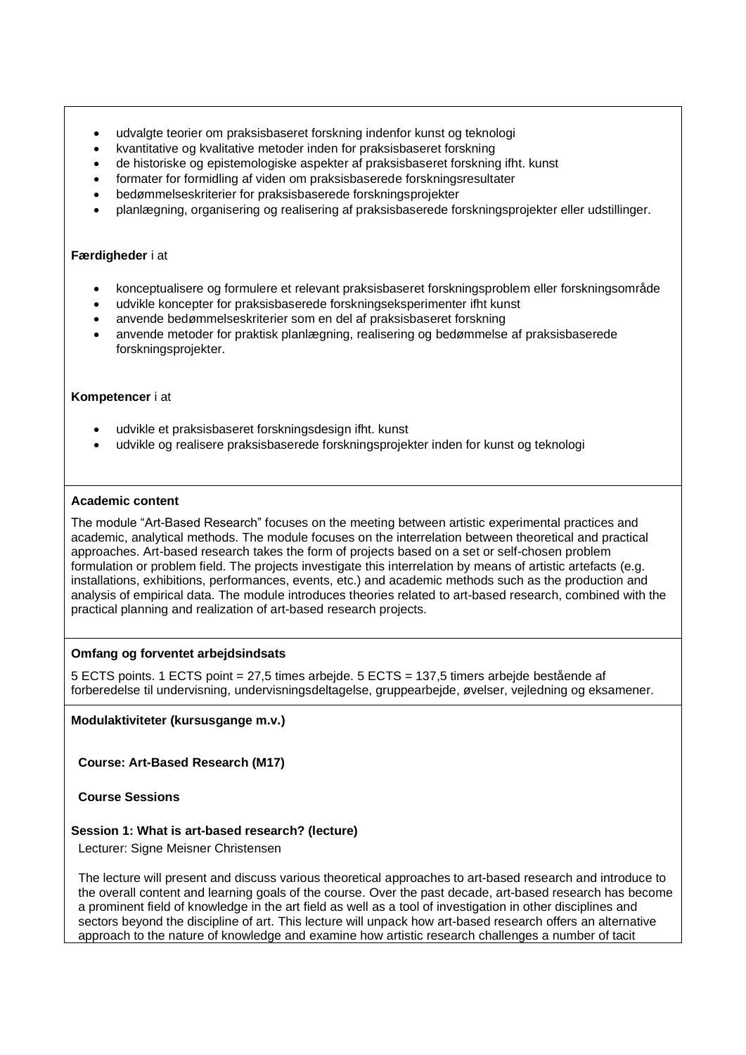- udvalgte teorier om praksisbaseret forskning indenfor kunst og teknologi
- kvantitative og kvalitative metoder inden for praksisbaseret forskning
- de historiske og epistemologiske aspekter af praksisbaseret forskning ifht. kunst
- formater for formidling af viden om praksisbaserede forskningsresultater
- bedømmelseskriterier for praksisbaserede forskningsprojekter
- planlægning, organisering og realisering af praksisbaserede forskningsprojekter eller udstillinger.

**Færdigheder** i at

- konceptualisere og formulere et relevant praksisbaseret forskningsproblem eller forskningsområde
- udvikle koncepter for praksisbaserede forskningseksperimenter ifht kunst
- anvende bedømmelseskriterier som en del af praksisbaseret forskning
- anvende metoder for praktisk planlægning, realisering og bedømmelse af praksisbaserede forskningsprojekter.

**Kompetencer** i at

- udvikle et praksisbaseret forskningsdesign ifht. kunst
- udvikle og realisere praksisbaserede forskningsprojekter inden for kunst og teknologi

**Academic content**

The module "Art-Based Research" focuses on the meeting between artistic experimental practices and academic, analytical methods. The module focuses on the interrelation between theoretical and practical approaches. Art-based research takes the form of projects based on a set or self-chosen problem formulation or problem field. The projects investigate this interrelation by means of artistic artefacts (e.g. installations, exhibitions, performances, events, etc.) and academic methods such as the production and analysis of empirical data. The module introduces theories related to art-based research, combined with the practical planning and realization of art-based research projects.

**Omfang og forventet arbejdsindsats**

5 ECTS points. 1 ECTS point = 27,5 times arbejde. 5 ECTS = 137,5 timers arbejde bestående af forberedelse til undervisning, undervisningsdeltagelse, gruppearbejde, øvelser, vejledning og eksamener.

**Modulaktiviteter (kursusgange m.v.)**

**Course: Art-Based Research (M17)**

**Course Sessions**

**Session 1: What is art-based research? (lecture)**

Lecturer: Signe Meisner Christensen

The lecture will present and discuss various theoretical approaches to art-based research and introduce to the overall content and learning goals of the course. Over the past decade, art-based research has become a prominent field of knowledge in the art field as well as a tool of investigation in other disciplines and sectors beyond the discipline of art. This lecture will unpack how art-based research offers an alternative approach to the nature of knowledge and examine how artistic research challenges a number of tacit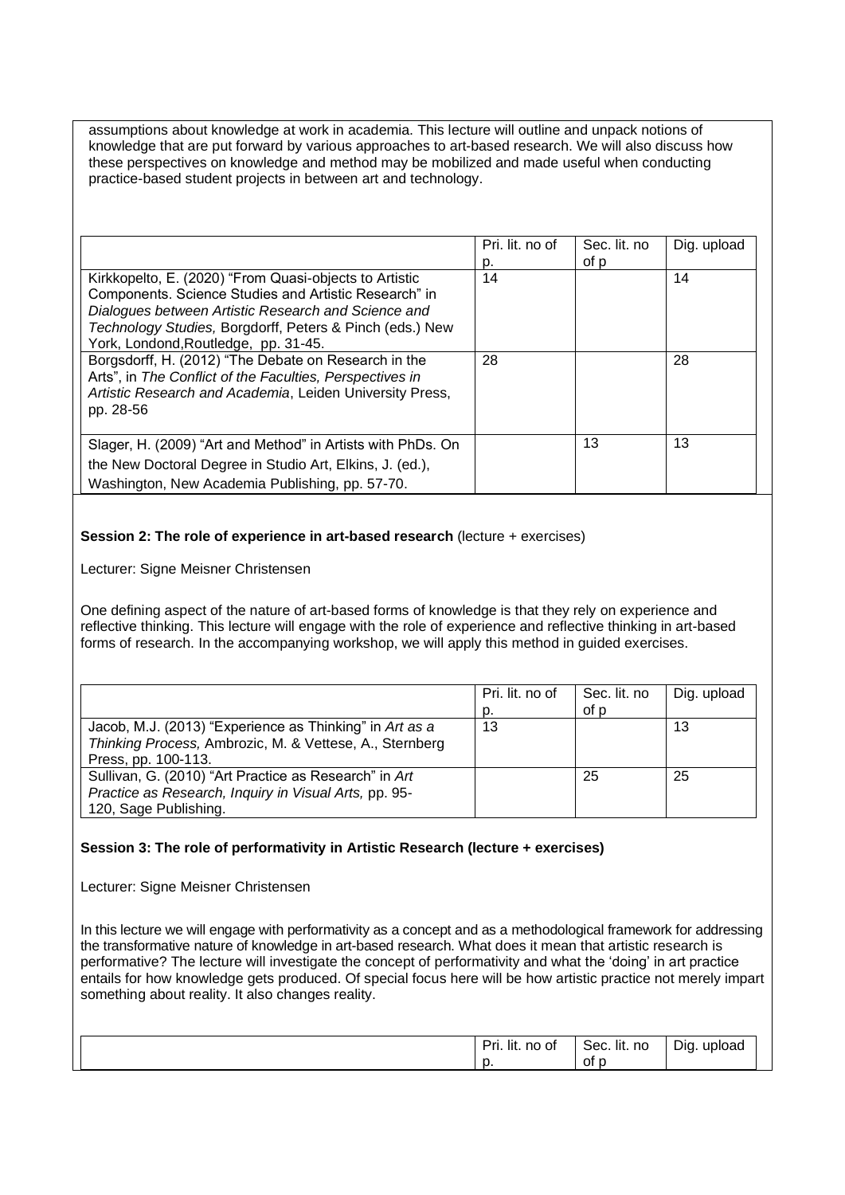assumptions about knowledge at work in academia. This lecture will outline and unpack notions of knowledge that are put forward by various approaches to art-based research. We will also discuss how these perspectives on knowledge and method may be mobilized and made useful when conducting practice-based student projects in between art and technology.

| | Pri. lit. no of p. | Sec. lit. no of p | Dig. upload |
|---|---|---|---|
| Kirkkopelto, E. (2020) "From Quasi-objects to Artistic Components. Science Studies and Artistic Research" in *Dialogues between Artistic Research and Science and Technology Studies,* Borgdorff, Peters & Pinch (eds.) New York, Londond,Routledge, pp. 31-45. | 14 | | 14 |
| Borgsdorff, H. (2012) "The Debate on Research in the Arts", in *The Conflict of the Faculties, Perspectives in Artistic Research and Academia*, Leiden University Press, pp. 28-56 | 28 | | 28 |
| Slager, H. (2009) "Art and Method" in Artists with PhDs. On the New Doctoral Degree in Studio Art, Elkins, J. (ed.), Washington, New Academia Publishing, pp. 57-70. | | 13 | 13 |

**Session 2: The role of experience in art-based research** (lecture + exercises)

Lecturer: Signe Meisner Christensen

One defining aspect of the nature of art-based forms of knowledge is that they rely on experience and reflective thinking. This lecture will engage with the role of experience and reflective thinking in art-based forms of research. In the accompanying workshop, we will apply this method in guided exercises.

| | Pri. lit. no of p. | Sec. lit. no of p | Dig. upload |
|---|---|---|---|
| Jacob, M.J. (2013) "Experience as Thinking" in *Art as a Thinking Process,* Ambrozic, M. & Vettese, A., Sternberg Press, pp. 100-113. | 13 | | 13 |
| Sullivan, G. (2010) "Art Practice as Research" in *Art Practice as Research, Inquiry in Visual Arts,* pp. 95-120, Sage Publishing. | | 25 | 25 |

**Session 3: The role of performativity in Artistic Research (lecture + exercises)**

Lecturer: Signe Meisner Christensen

In this lecture we will engage with performativity as a concept and as a methodological framework for addressing the transformative nature of knowledge in art-based research. What does it mean that artistic research is performative? The lecture will investigate the concept of performativity and what the 'doing' in art practice entails for how knowledge gets produced. Of special focus here will be how artistic practice not merely impart something about reality. It also changes reality.

| | Pri. lit. no of p. | Sec. lit. no of p | Dig. upload |
|---|---|---|---|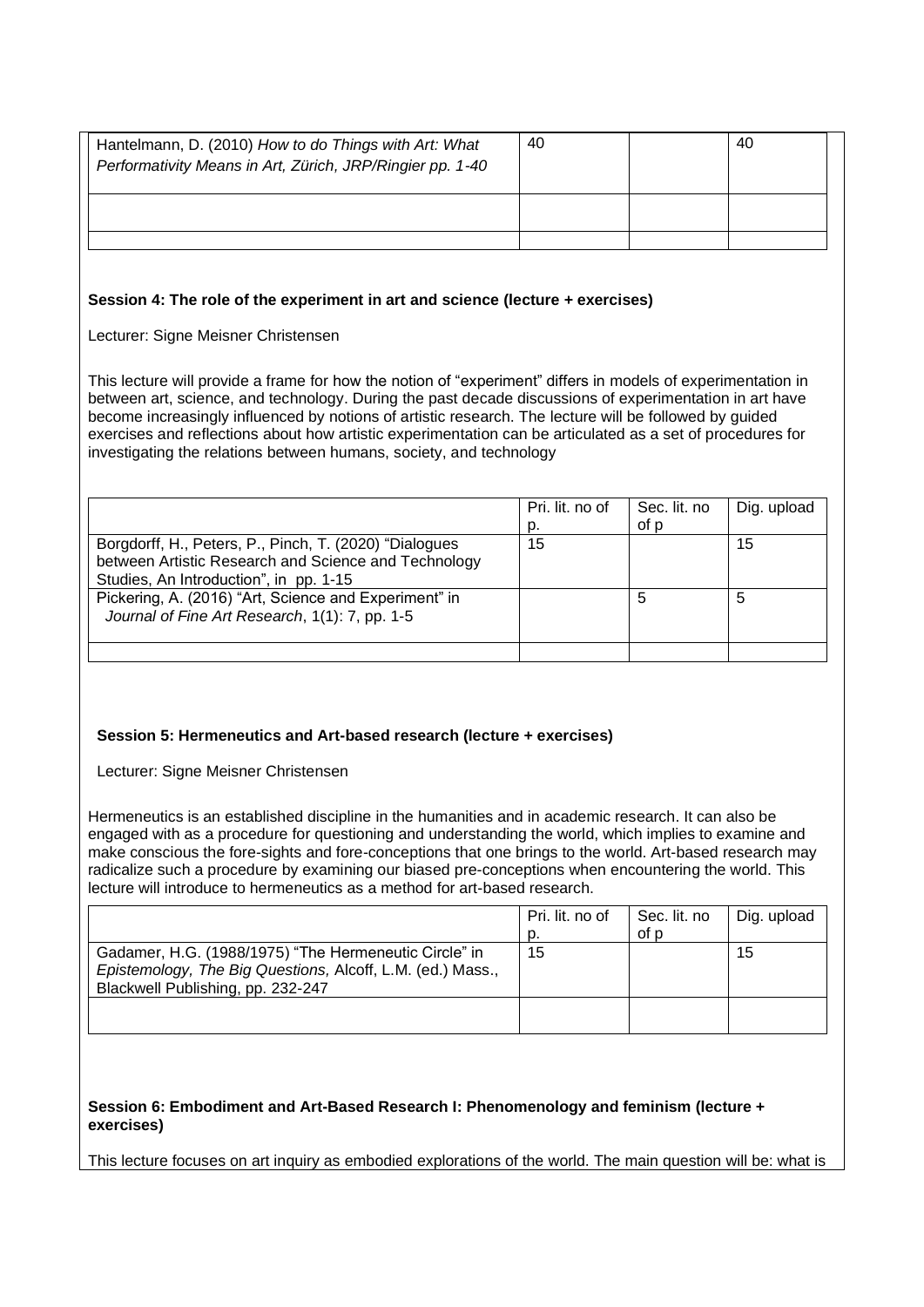| | | | |
|---|---|---|---|
| Hantelmann, D. (2010) *How to do Things with Art: What Performativity Means in Art*, Zürich, JRP/Ringier pp. 1-40 | 40 | | 40 |
| | | | |
| | | | |

**Session 4: The role of the experiment in art and science (lecture + exercises)**

Lecturer: Signe Meisner Christensen

This lecture will provide a frame for how the notion of "experiment" differs in models of experimentation in between art, science, and technology. During the past decade discussions of experimentation in art have become increasingly influenced by notions of artistic research. The lecture will be followed by guided exercises and reflections about how artistic experimentation can be articulated as a set of procedures for investigating the relations between humans, society, and technology

| | Pri. lit. no of p. | Sec. lit. no of p | Dig. upload |
|---|---|---|---|
| Borgdorff, H., Peters, P., Pinch, T. (2020) "Dialogues between Artistic Research and Science and Technology Studies, An Introduction", in pp. 1-15 | 15 | | 15 |
| Pickering, A. (2016) "Art, Science and Experiment" in *Journal of Fine Art Research*, 1(1): 7, pp. 1-5 | | 5 | 5 |
| | | | |

**Session 5: Hermeneutics and Art-based research (lecture + exercises)**

Lecturer: Signe Meisner Christensen

Hermeneutics is an established discipline in the humanities and in academic research. It can also be engaged with as a procedure for questioning and understanding the world, which implies to examine and make conscious the fore-sights and fore-conceptions that one brings to the world. Art-based research may radicalize such a procedure by examining our biased pre-conceptions when encountering the world. This lecture will introduce to hermeneutics as a method for art-based research.

| | Pri. lit. no of p. | Sec. lit. no of p | Dig. upload |
|---|---|---|---|
| Gadamer, H.G. (1988/1975) "The Hermeneutic Circle" in *Epistemology, The Big Questions,* Alcoff, L.M. (ed.) Mass., Blackwell Publishing, pp. 232-247 | 15 | | 15 |
| | | | |

**Session 6: Embodiment and Art-Based Research I: Phenomenology and feminism (lecture + exercises)**

This lecture focuses on art inquiry as embodied explorations of the world. The main question will be: what is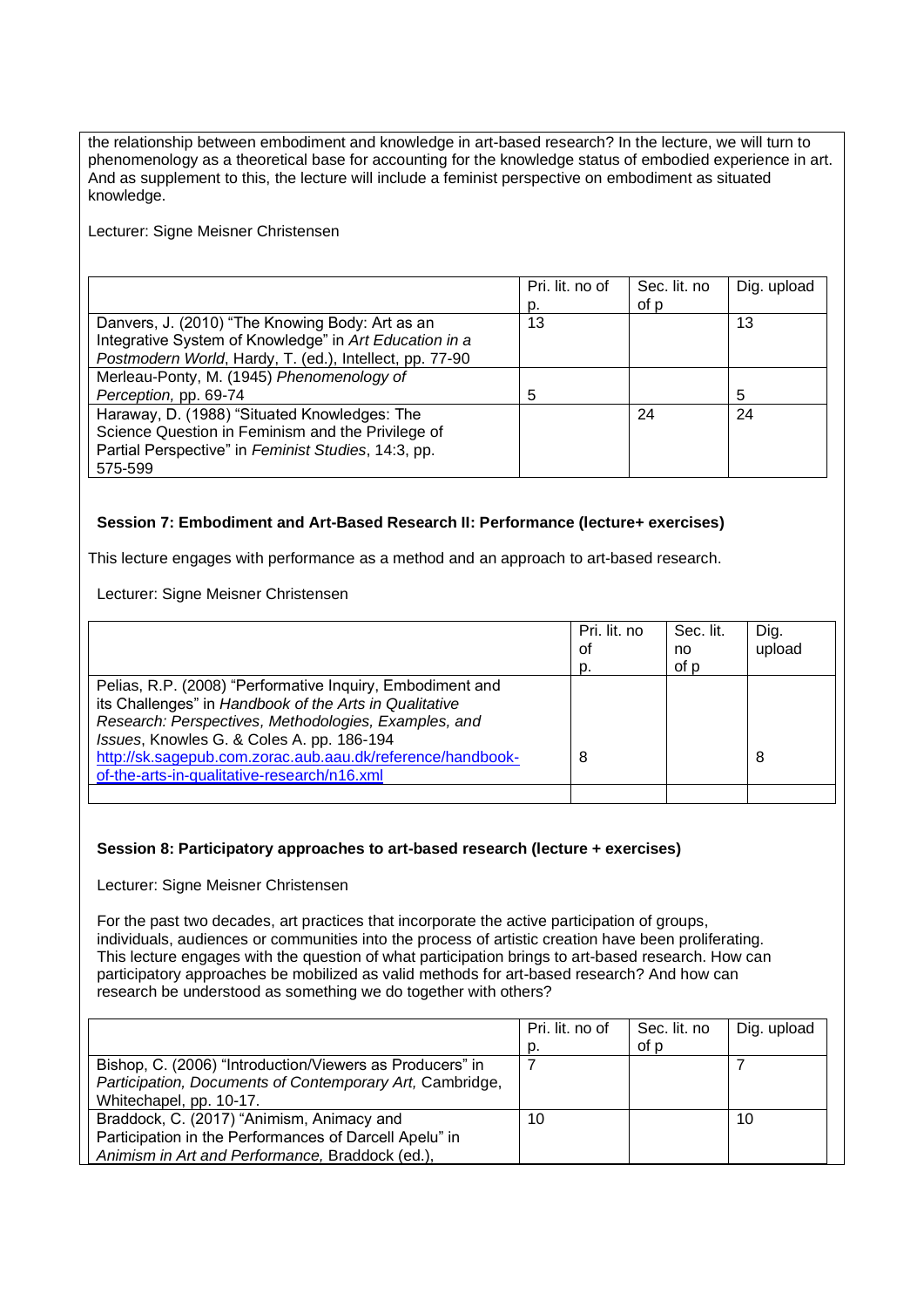the relationship between embodiment and knowledge in art-based research? In the lecture, we will turn to phenomenology as a theoretical base for accounting for the knowledge status of embodied experience in art. And as supplement to this, the lecture will include a feminist perspective on embodiment as situated knowledge.

Lecturer: Signe Meisner Christensen

| | Pri. lit. no of p. | Sec. lit. no of p | Dig. upload |
|---|---|---|---|
| Danvers, J. (2010) "The Knowing Body: Art as an Integrative System of Knowledge" in *Art Education in a Postmodern World*, Hardy, T. (ed.), Intellect, pp. 77-90 | 13 | | 13 |
| Merleau-Ponty, M. (1945) *Phenomenology of Perception,* pp. 69-74 | 5 | | 5 |
| Haraway, D. (1988) "Situated Knowledges: The Science Question in Feminism and the Privilege of Partial Perspective" in *Feminist Studies*, 14:3, pp. 575-599 | | 24 | 24 |

**Session 7: Embodiment and Art-Based Research II: Performance (lecture+ exercises)**

This lecture engages with performance as a method and an approach to art-based research.

Lecturer: Signe Meisner Christensen

| | Pri. lit. no of p. | Sec. lit. no of p | Dig. upload |
|---|---|---|---|
| Pelias, R.P. (2008) "Performative Inquiry, Embodiment and its Challenges" in *Handbook of the Arts in Qualitative Research: Perspectives, Methodologies, Examples, and Issues*, Knowles G. & Coles A. pp. 186-194 http://sk.sagepub.com.zorac.aub.aau.dk/reference/handbook-of-the-arts-in-qualitative-research/n16.xml | 8 | | 8 |
| | | | |

**Session 8: Participatory approaches to art-based research (lecture + exercises)**

Lecturer: Signe Meisner Christensen

For the past two decades, art practices that incorporate the active participation of groups, individuals, audiences or communities into the process of artistic creation have been proliferating. This lecture engages with the question of what participation brings to art-based research. How can participatory approaches be mobilized as valid methods for art-based research? And how can research be understood as something we do together with others?

| | Pri. lit. no of p. | Sec. lit. no of p | Dig. upload |
|---|---|---|---|
| Bishop, C. (2006) "Introduction/Viewers as Producers" in *Participation, Documents of Contemporary Art,* Cambridge, Whitechapel, pp. 10-17. | 7 | | 7 |
| Braddock, C. (2017) "Animism, Animacy and Participation in the Performances of Darcell Apelu" in *Animism in Art and Performance,* Braddock (ed.), | 10 | | 10 |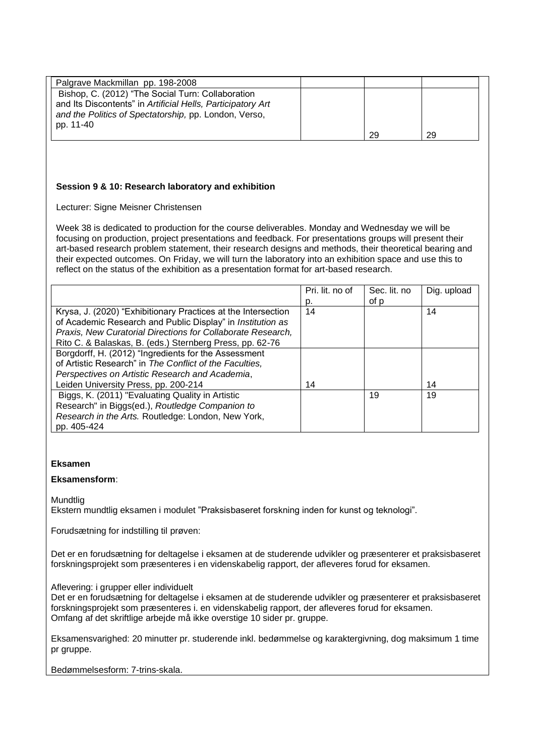| | | | |
|---|---|---|---|
| Palgrave Mackmillan pp. 198-2008 | | | |
| Bishop, C. (2012) "The Social Turn: Collaboration and Its Discontents" in *Artificial Hells, Participatory Art and the Politics of Spectatorship,* pp. London, Verso, pp. 11-40 | | 29 | 29 |

**Session 9 & 10: Research laboratory and exhibition**

Lecturer: Signe Meisner Christensen

Week 38 is dedicated to production for the course deliverables. Monday and Wednesday we will be focusing on production, project presentations and feedback. For presentations groups will present their art-based research problem statement, their research designs and methods, their theoretical bearing and their expected outcomes. On Friday, we will turn the laboratory into an exhibition space and use this to reflect on the status of the exhibition as a presentation format for art-based research.

| | Pri. lit. no of p. | Sec. lit. no of p | Dig. upload |
|---|---|---|---|
| Krysa, J. (2020) "Exhibitionary Practices at the Intersection of Academic Research and Public Display" in *Institution as Praxis, New Curatorial Directions for Collaborate Research,* Rito C. & Balaskas, B. (eds.) Sternberg Press, pp. 62-76 | 14 | | 14 |
| Borgdorff, H. (2012) "Ingredients for the Assessment of Artistic Research" in *The Conflict of the Faculties, Perspectives on Artistic Research and Academia*, Leiden University Press, pp. 200-214 | 14 | | 14 |
| Biggs, K. (2011) "Evaluating Quality in Artistic Research" in Biggs(ed.), *Routledge Companion to Research in the Arts.* Routledge: London, New York, pp. 405-424 | | 19 | 19 |

**Eksamen**

**Eksamensform**:

Mundtlig
Ekstern mundtlig eksamen i modulet "Praksisbaseret forskning inden for kunst og teknologi".

Forudsætning for indstilling til prøven:

Det er en forudsætning for deltagelse i eksamen at de studerende udvikler og præsenterer et praksisbaseret forskningsprojekt som præsenteres i en videnskabelig rapport, der afleveres forud for eksamen.

Aflevering: i grupper eller individuelt
Det er en forudsætning for deltagelse i eksamen at de studerende udvikler og præsenterer et praksisbaseret forskningsprojekt som præsenteres i. en videnskabelig rapport, der afleveres forud for eksamen.
Omfang af det skriftlige arbejde må ikke overstige 10 sider pr. gruppe.

Eksamensvarighed: 20 minutter pr. studerende inkl. bedømmelse og karaktergivning, dog maksimum 1 time pr gruppe.

Bedømmelsesform: 7-trins-skala.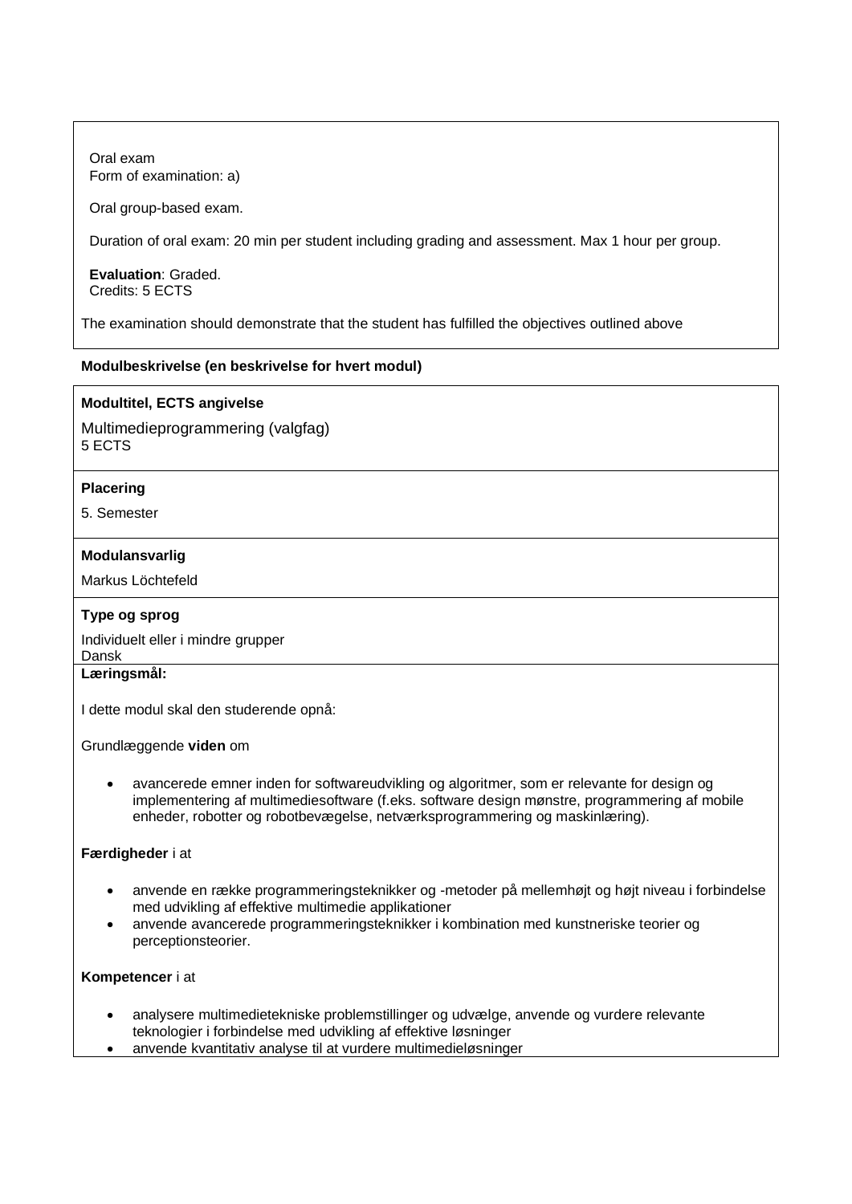Oral exam
Form of examination: a)

Oral group-based exam.

Duration of oral exam: 20 min per student including grading and assessment. Max 1 hour per group.

**Evaluation**: Graded.
Credits: 5 ECTS

The examination should demonstrate that the student has fulfilled the objectives outlined above

**Modulbeskrivelse (en beskrivelse for hvert modul)**

**Modultitel, ECTS angivelse**

Multimedieprogrammering (valgfag)
5 ECTS

**Placering**

5. Semester

**Modulansvarlig**

Markus Löchtefeld

**Type og sprog**

Individuelt eller i mindre grupper
Dansk

**Læringsmål:**

I dette modul skal den studerende opnå:

Grundlæggende **viden** om

- avancerede emner inden for softwareudvikling og algoritmer, som er relevante for design og implementering af multimediesoftware (f.eks. software design mønstre, programmering af mobile enheder, robotter og robotbevægelse, netværksprogrammering og maskinlæring).

**Færdigheder** i at

- anvende en række programmeringsteknikker og -metoder på mellemhøjt og højt niveau i forbindelse med udvikling af effektive multimedie applikationer
- anvende avancerede programmeringsteknikker i kombination med kunstneriske teorier og perceptionsteorier.

**Kompetencer** i at

- analysere multimedietekniske problemstillinger og udvælge, anvende og vurdere relevante teknologier i forbindelse med udvikling af effektive løsninger
- anvende kvantitativ analyse til at vurdere multimedieløsninger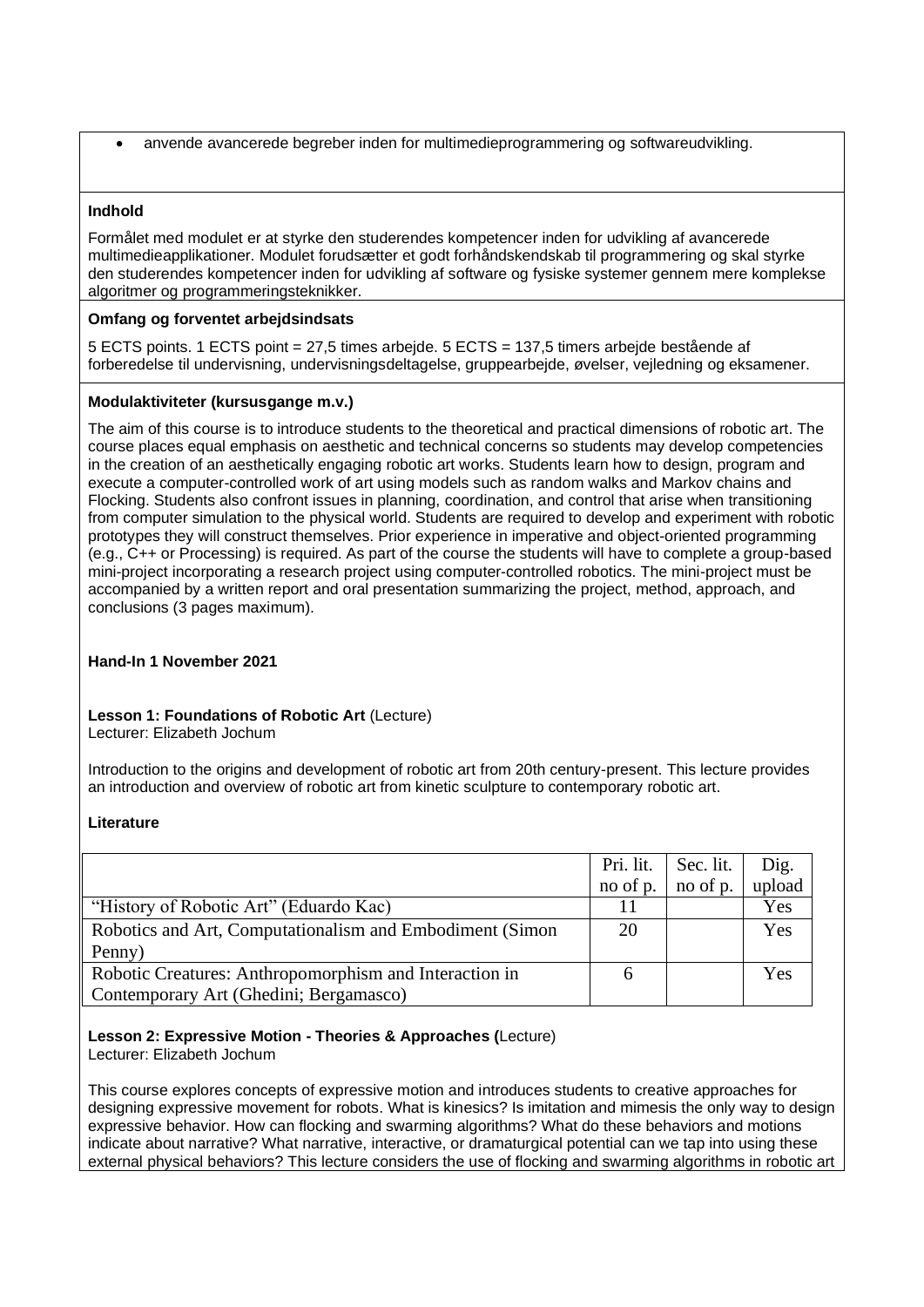- anvende avancerede begreber inden for multimedieprogrammering og softwareudvikling.

**Indhold**

Formålet med modulet er at styrke den studerendes kompetencer inden for udvikling af avancerede multimedieapplikationer. Modulet forudsætter et godt forhåndskendskab til programmering og skal styrke den studerendes kompetencer inden for udvikling af software og fysiske systemer gennem mere komplekse algoritmer og programmeringsteknikker.

**Omfang og forventet arbejdsindsats**

5 ECTS points. 1 ECTS point = 27,5 times arbejde. 5 ECTS = 137,5 timers arbejde bestående af forberedelse til undervisning, undervisningsdeltagelse, gruppearbejde, øvelser, vejledning og eksamener.

**Modulaktiviteter (kursusgange m.v.)**

The aim of this course is to introduce students to the theoretical and practical dimensions of robotic art. The course places equal emphasis on aesthetic and technical concerns so students may develop competencies in the creation of an aesthetically engaging robotic art works. Students learn how to design, program and execute a computer-controlled work of art using models such as random walks and Markov chains and Flocking. Students also confront issues in planning, coordination, and control that arise when transitioning from computer simulation to the physical world. Students are required to develop and experiment with robotic prototypes they will construct themselves. Prior experience in imperative and object-oriented programming (e.g., C++ or Processing) is required. As part of the course the students will have to complete a group-based mini-project incorporating a research project using computer-controlled robotics. The mini-project must be accompanied by a written report and oral presentation summarizing the project, method, approach, and conclusions (3 pages maximum).

**Hand-In 1 November 2021**

**Lesson 1: Foundations of Robotic Art** (Lecture)
Lecturer: Elizabeth Jochum

Introduction to the origins and development of robotic art from 20th century-present. This lecture provides an introduction and overview of robotic art from kinetic sculpture to contemporary robotic art.

**Literature**

| | Pri. lit. no of p. | Sec. lit. no of p. | Dig. upload |
|---|---|---|---|
| "History of Robotic Art" (Eduardo Kac) | 11 | | Yes |
| Robotics and Art, Computationalism and Embodiment (Simon Penny) | 20 | | Yes |
| Robotic Creatures: Anthropomorphism and Interaction in Contemporary Art (Ghedini; Bergamasco) | 6 | | Yes |

**Lesson 2: Expressive Motion - Theories & Approaches (**Lecture)
Lecturer: Elizabeth Jochum

This course explores concepts of expressive motion and introduces students to creative approaches for designing expressive movement for robots. What is kinesics? Is imitation and mimesis the only way to design expressive behavior. How can flocking and swarming algorithms? What do these behaviors and motions indicate about narrative? What narrative, interactive, or dramaturgical potential can we tap into using these external physical behaviors? This lecture considers the use of flocking and swarming algorithms in robotic art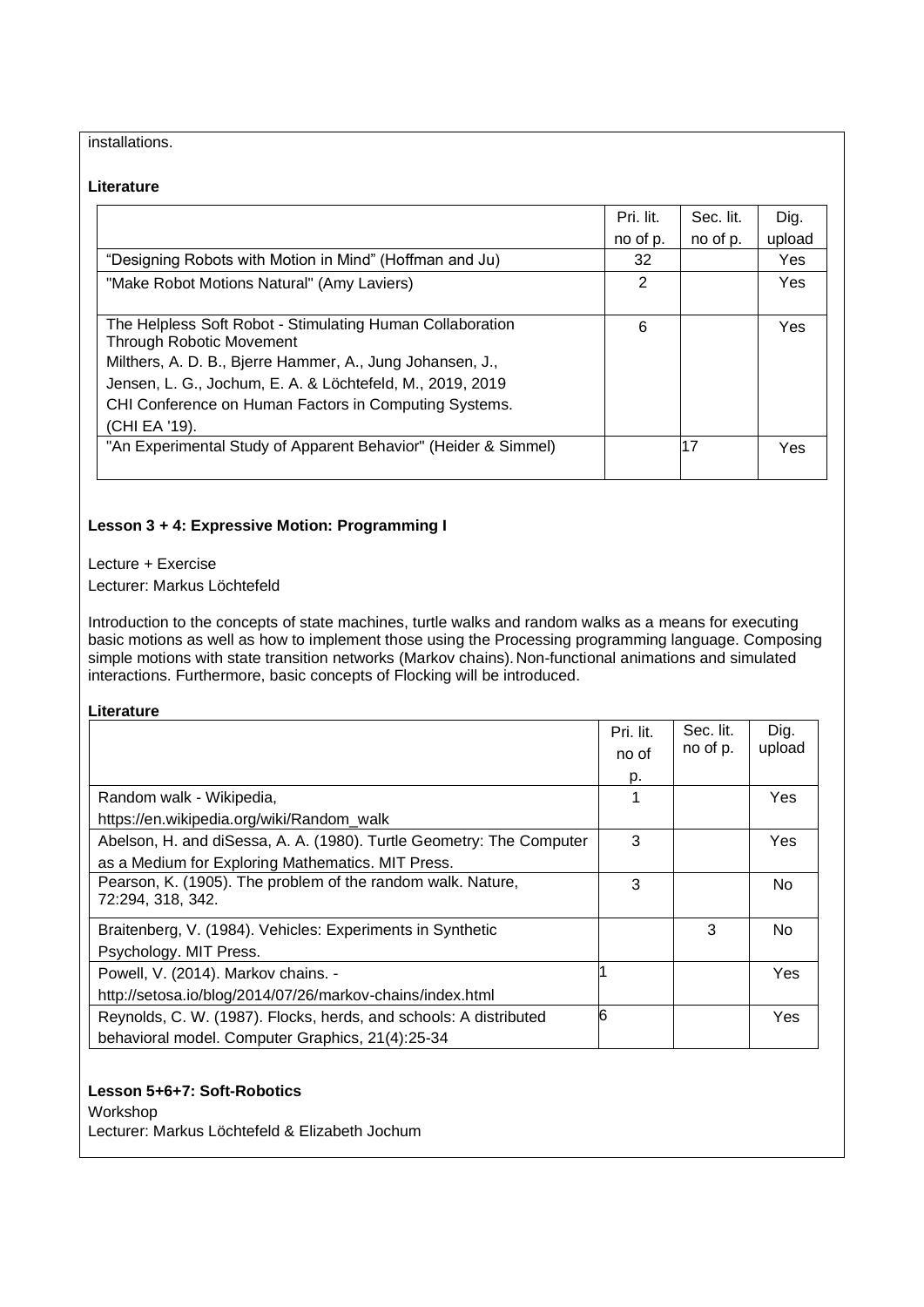installations.

**Literature**

| | Pri. lit. no of p. | Sec. lit. no of p. | Dig. upload |
|---|---|---|---|
| "Designing Robots with Motion in Mind" (Hoffman and Ju) | 32 | | Yes |
| "Make Robot Motions Natural" (Amy Laviers) | 2 | | Yes |
| The Helpless Soft Robot - Stimulating Human Collaboration Through Robotic Movement Milthers, A. D. B., Bjerre Hammer, A., Jung Johansen, J., Jensen, L. G., Jochum, E. A. & Löchtefeld, M., 2019, 2019 CHI Conference on Human Factors in Computing Systems. (CHI EA '19). | 6 | | Yes |
| "An Experimental Study of Apparent Behavior" (Heider & Simmel) | | 17 | Yes |

**Lesson 3 + 4: Expressive Motion: Programming I**

Lecture + Exercise

Lecturer: Markus Löchtefeld

Introduction to the concepts of state machines, turtle walks and random walks as a means for executing basic motions as well as how to implement those using the Processing programming language. Composing simple motions with state transition networks (Markov chains). Non-functional animations and simulated interactions. Furthermore, basic concepts of Flocking will be introduced.

**Literature**

| | Pri. lit. no of p. | Sec. lit. no of p. | Dig. upload |
|---|---|---|---|
| Random walk - Wikipedia, https://en.wikipedia.org/wiki/Random_walk | 1 | | Yes |
| Abelson, H. and diSessa, A. A. (1980). Turtle Geometry: The Computer as a Medium for Exploring Mathematics. MIT Press. | 3 | | Yes |
| Pearson, K. (1905). The problem of the random walk. Nature, 72:294, 318, 342. | 3 | | No |
| Braitenberg, V. (1984). Vehicles: Experiments in Synthetic Psychology. MIT Press. | | 3 | No |
| Powell, V. (2014). Markov chains. - http://setosa.io/blog/2014/07/26/markov-chains/index.html | 1 | | Yes |
| Reynolds, C. W. (1987). Flocks, herds, and schools: A distributed behavioral model. Computer Graphics, 21(4):25-34 | 6 | | Yes |

**Lesson 5+6+7: Soft-Robotics**

Workshop

Lecturer: Markus Löchtefeld & Elizabeth Jochum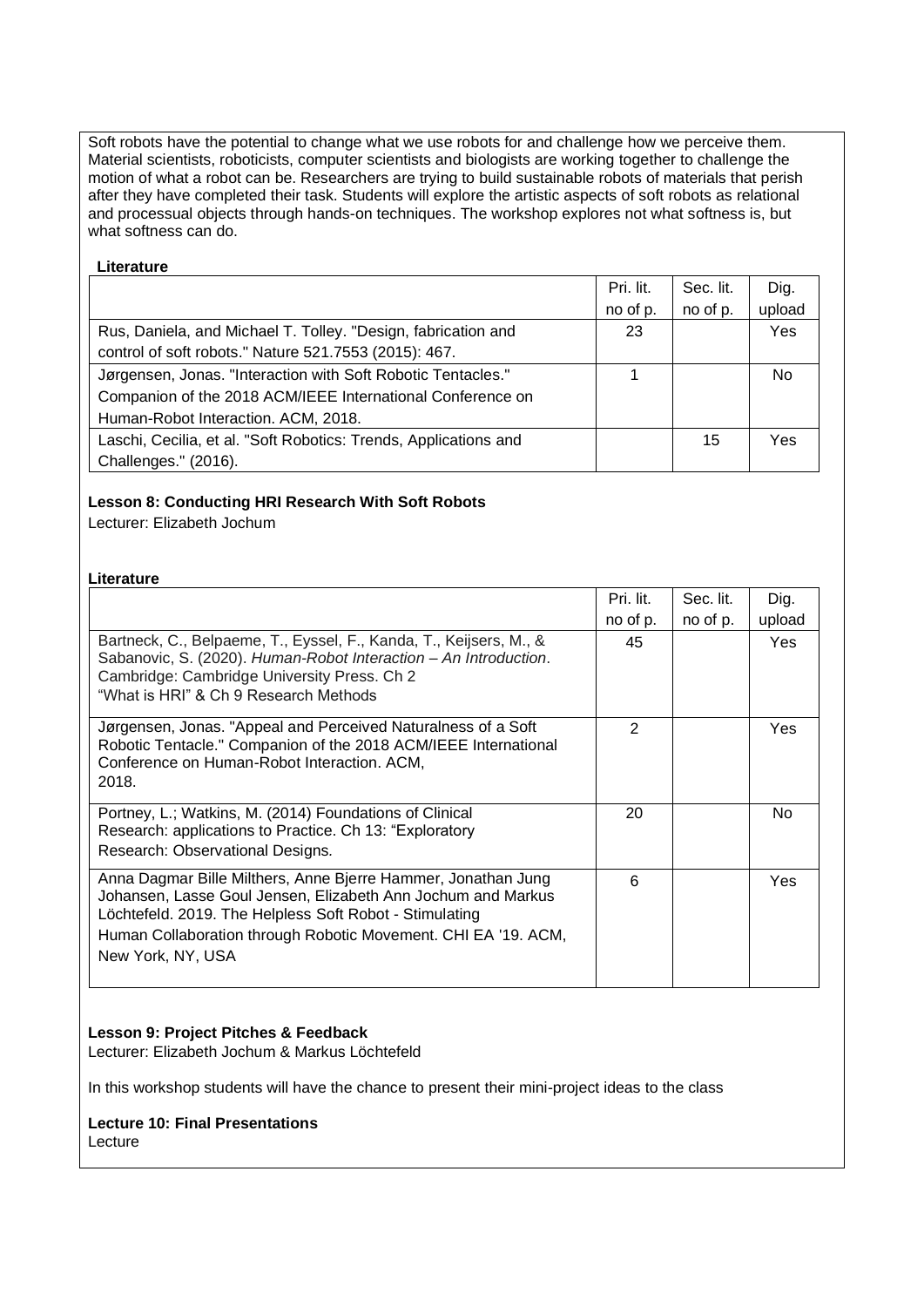Soft robots have the potential to change what we use robots for and challenge how we perceive them. Material scientists, roboticists, computer scientists and biologists are working together to challenge the motion of what a robot can be. Researchers are trying to build sustainable robots of materials that perish after they have completed their task. Students will explore the artistic aspects of soft robots as relational and processual objects through hands-on techniques. The workshop explores not what softness is, but what softness can do.

**Literature**

| | Pri. lit. no of p. | Sec. lit. no of p. | Dig. upload |
|---|---|---|---|
| Rus, Daniela, and Michael T. Tolley. "Design, fabrication and control of soft robots." Nature 521.7553 (2015): 467. | 23 | | Yes |
| Jørgensen, Jonas. "Interaction with Soft Robotic Tentacles." Companion of the 2018 ACM/IEEE International Conference on Human-Robot Interaction. ACM, 2018. | 1 | | No |
| Laschi, Cecilia, et al. "Soft Robotics: Trends, Applications and Challenges." (2016). | | 15 | Yes |

**Lesson 8: Conducting HRI Research With Soft Robots**
Lecturer: Elizabeth Jochum

**Literature**

| | Pri. lit. no of p. | Sec. lit. no of p. | Dig. upload |
|---|---|---|---|
| Bartneck, C., Belpaeme, T., Eyssel, F., Kanda, T., Keijsers, M., & Sabanovic, S. (2020). *Human-Robot Interaction – An Introduction*. Cambridge: Cambridge University Press. Ch 2 "What is HRI" & Ch 9 Research Methods | 45 | | Yes |
| Jørgensen, Jonas. "Appeal and Perceived Naturalness of a Soft Robotic Tentacle." Companion of the 2018 ACM/IEEE International Conference on Human-Robot Interaction. ACM, 2018. | 2 | | Yes |
| Portney, L.; Watkins, M. (2014) Foundations of Clinical Research: applications to Practice. Ch 13: "Exploratory Research: Observational Designs. | 20 | | No |
| Anna Dagmar Bille Milthers, Anne Bjerre Hammer, Jonathan Jung Johansen, Lasse Goul Jensen, Elizabeth Ann Jochum and Markus Löchtefeld. 2019. The Helpless Soft Robot - Stimulating Human Collaboration through Robotic Movement. CHI EA '19. ACM, New York, NY, USA | 6 | | Yes |

**Lesson 9: Project Pitches & Feedback**
Lecturer: Elizabeth Jochum & Markus Löchtefeld

In this workshop students will have the chance to present their mini-project ideas to the class

**Lecture 10: Final Presentations**
Lecture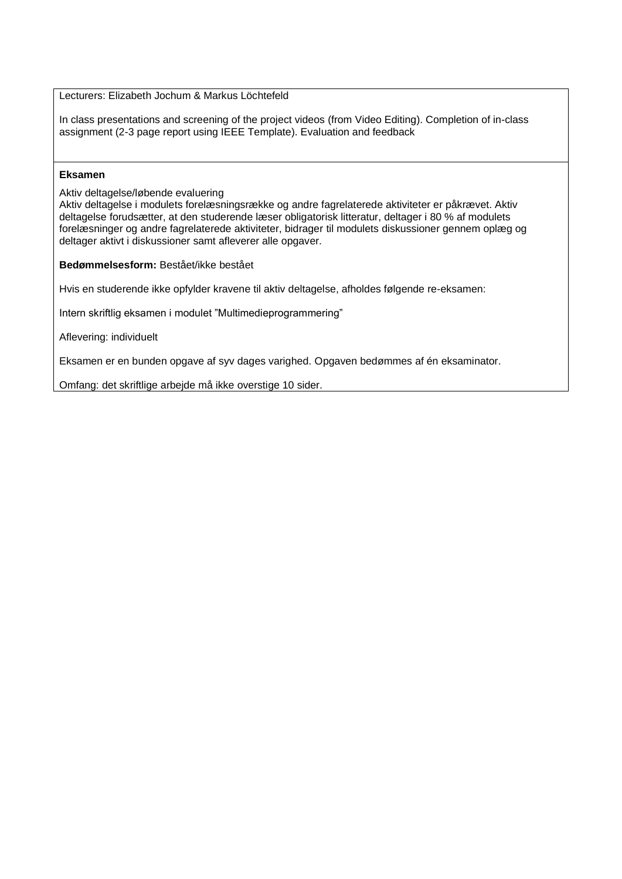Lecturers: Elizabeth Jochum & Markus Löchtefeld

In class presentations and screening of the project videos (from Video Editing). Completion of in-class assignment (2-3 page report using IEEE Template). Evaluation and feedback

**Eksamen**

Aktiv deltagelse/løbende evaluering
Aktiv deltagelse i modulets forelæsningsrække og andre fagrelaterede aktiviteter er påkrævet. Aktiv deltagelse forudsætter, at den studerende læser obligatorisk litteratur, deltager i 80 % af modulets forelæsninger og andre fagrelaterede aktiviteter, bidrager til modulets diskussioner gennem oplæg og deltager aktivt i diskussioner samt afleverer alle opgaver.

**Bedømmelsesform:** Bestået/ikke bestået

Hvis en studerende ikke opfylder kravene til aktiv deltagelse, afholdes følgende re-eksamen:

Intern skriftlig eksamen i modulet "Multimedieprogrammering"

Aflevering: individuelt

Eksamen er en bunden opgave af syv dages varighed. Opgaven bedømmes af én eksaminator.

Omfang: det skriftlige arbejde må ikke overstige 10 sider.